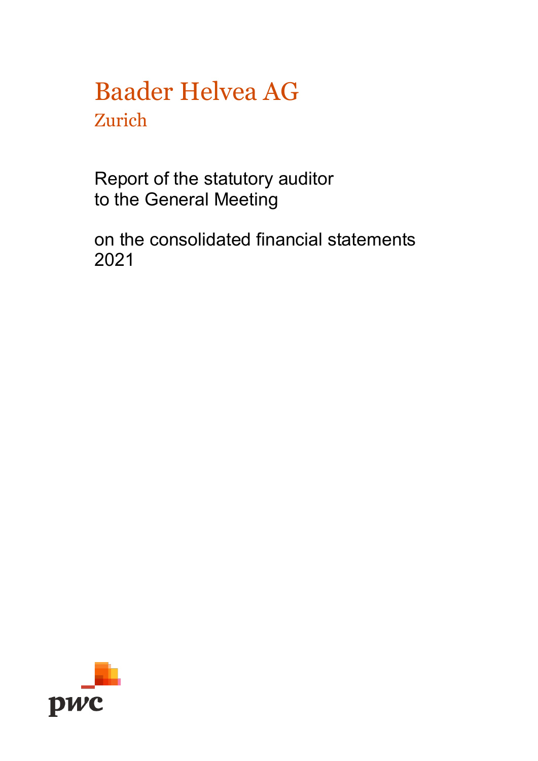# Baader Helvea AG

## Zurich

Report of the statutory auditor
to the General Meeting

on the consolidated financial statements
2021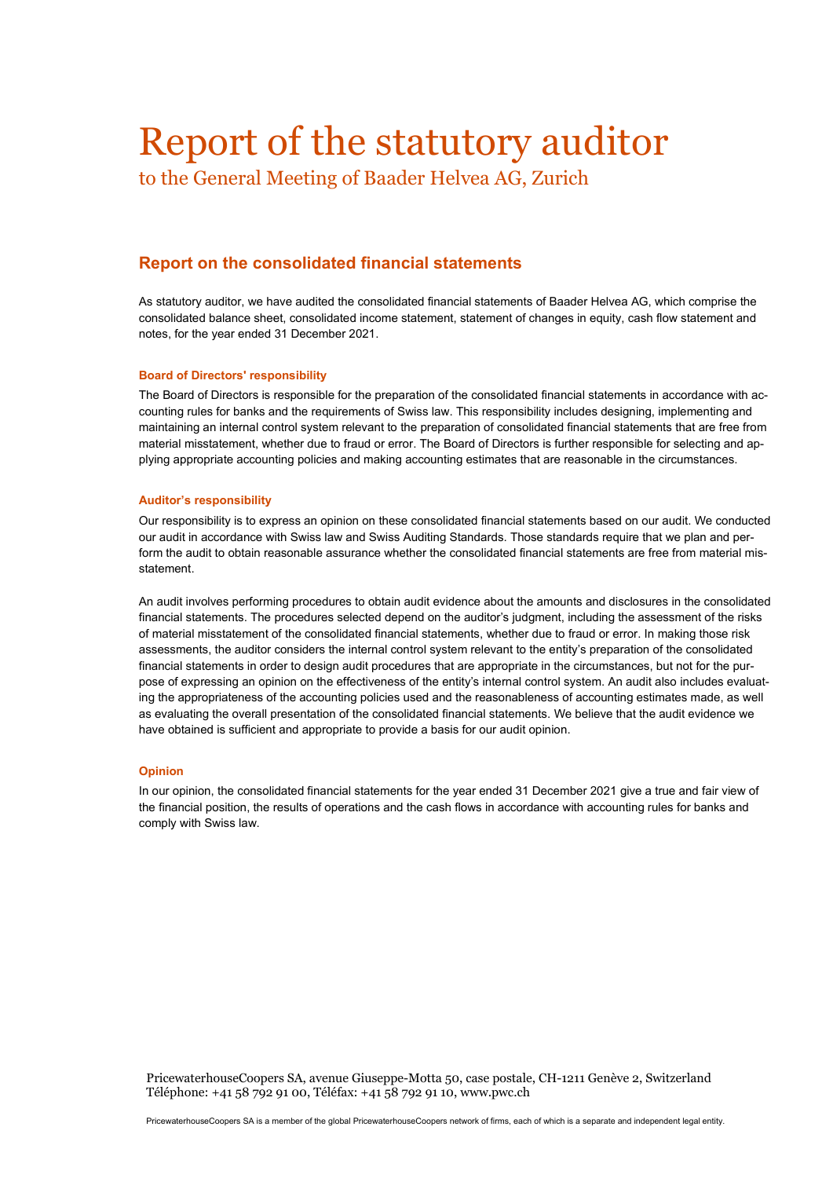# Report of the statutory auditor

to the General Meeting of Baader Helvea AG, Zurich

## Report on the consolidated financial statements

As statutory auditor, we have audited the consolidated financial statements of Baader Helvea AG, which comprise the consolidated balance sheet, consolidated income statement, statement of changes in equity, cash flow statement and notes, for the year ended 31 December 2021.

### Board of Directors' responsibility

The Board of Directors is responsible for the preparation of the consolidated financial statements in accordance with accounting rules for banks and the requirements of Swiss law. This responsibility includes designing, implementing and maintaining an internal control system relevant to the preparation of consolidated financial statements that are free from material misstatement, whether due to fraud or error. The Board of Directors is further responsible for selecting and applying appropriate accounting policies and making accounting estimates that are reasonable in the circumstances.

### Auditor's responsibility

Our responsibility is to express an opinion on these consolidated financial statements based on our audit. We conducted our audit in accordance with Swiss law and Swiss Auditing Standards. Those standards require that we plan and perform the audit to obtain reasonable assurance whether the consolidated financial statements are free from material misstatement.

An audit involves performing procedures to obtain audit evidence about the amounts and disclosures in the consolidated financial statements. The procedures selected depend on the auditor's judgment, including the assessment of the risks of material misstatement of the consolidated financial statements, whether due to fraud or error. In making those risk assessments, the auditor considers the internal control system relevant to the entity's preparation of the consolidated financial statements in order to design audit procedures that are appropriate in the circumstances, but not for the purpose of expressing an opinion on the effectiveness of the entity's internal control system. An audit also includes evaluating the appropriateness of the accounting policies used and the reasonableness of accounting estimates made, as well as evaluating the overall presentation of the consolidated financial statements. We believe that the audit evidence we have obtained is sufficient and appropriate to provide a basis for our audit opinion.

### Opinion

In our opinion, the consolidated financial statements for the year ended 31 December 2021 give a true and fair view of the financial position, the results of operations and the cash flows in accordance with accounting rules for banks and comply with Swiss law.

PricewaterhouseCoopers SA, avenue Giuseppe-Motta 50, case postale, CH-1211 Genève 2, Switzerland
Téléphone: +41 58 792 91 00, Téléfax: +41 58 792 91 10, www.pwc.ch

PricewaterhouseCoopers SA is a member of the global PricewaterhouseCoopers network of firms, each of which is a separate and independent legal entity.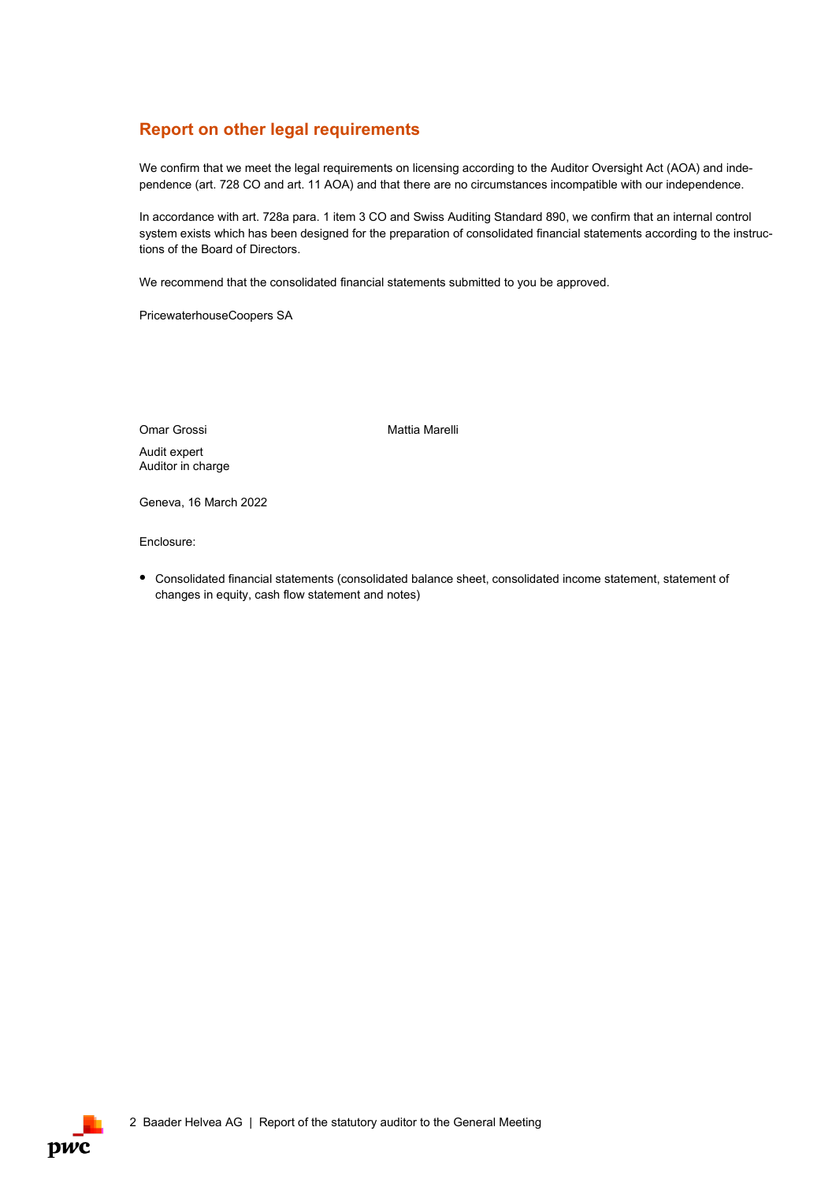## Report on other legal requirements

We confirm that we meet the legal requirements on licensing according to the Auditor Oversight Act (AOA) and independence (art. 728 CO and art. 11 AOA) and that there are no circumstances incompatible with our independence.

In accordance with art. 728a para. 1 item 3 CO and Swiss Auditing Standard 890, we confirm that an internal control system exists which has been designed for the preparation of consolidated financial statements according to the instructions of the Board of Directors.

We recommend that the consolidated financial statements submitted to you be approved.

PricewaterhouseCoopers SA

Omar Grossi
Audit expert
Auditor in charge

Mattia Marelli

Geneva, 16 March 2022

Enclosure:

- Consolidated financial statements (consolidated balance sheet, consolidated income statement, statement of changes in equity, cash flow statement and notes)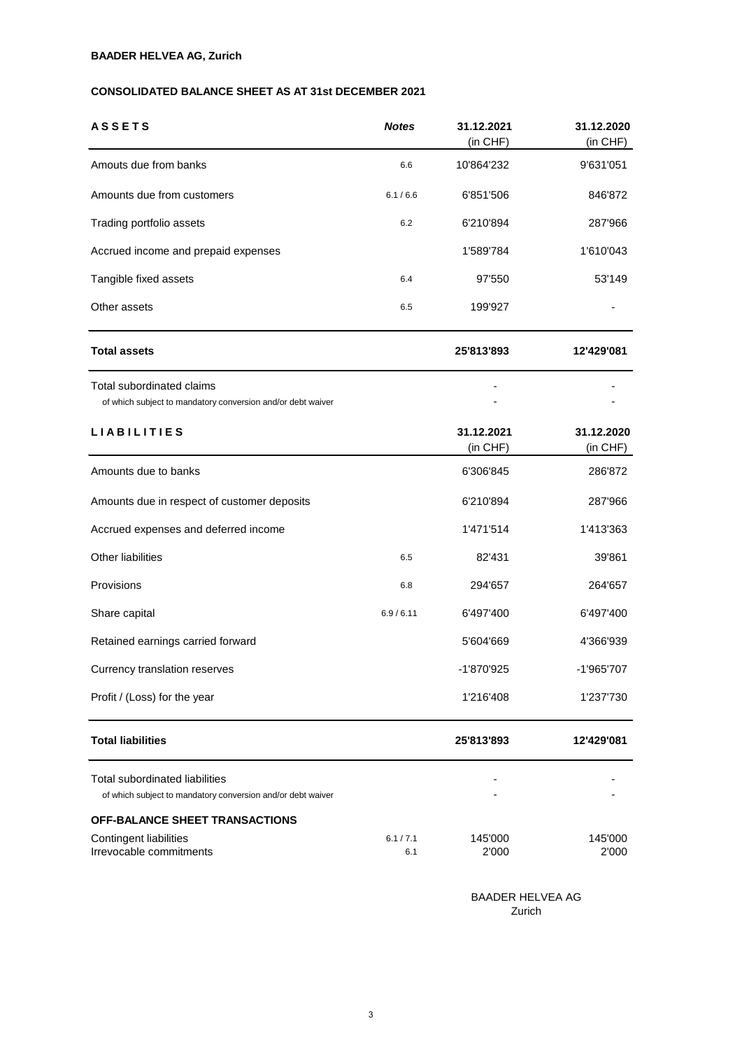**BAADER HELVEA AG, Zurich**

**CONSOLIDATED BALANCE SHEET AS AT 31st DECEMBER 2021**

| **ASSETS** | ***Notes*** | **31.12.2021** (in CHF) | **31.12.2020** (in CHF) |
|---|---|---|---|
| Amouts due from banks | 6.6 | 10'864'232 | 9'631'051 |
| Amounts due from customers | 6.1 / 6.6 | 6'851'506 | 846'872 |
| Trading portfolio assets | 6.2 | 6'210'894 | 287'966 |
| Accrued income and prepaid expenses | | 1'589'784 | 1'610'043 |
| Tangible fixed assets | 6.4 | 97'550 | 53'149 |
| Other assets | 6.5 | 199'927 | - |
| **Total assets** | | **25'813'893** | **12'429'081** |
| Total subordinated claims | | - | - |
| of which subject to mandatory conversion and/or debt waiver | | - | - |

| **LIABILITIES** | | **31.12.2021** (in CHF) | **31.12.2020** (in CHF) |
|---|---|---|---|
| Amounts due to banks | | 6'306'845 | 286'872 |
| Amounts due in respect of customer deposits | | 6'210'894 | 287'966 |
| Accrued expenses and deferred income | | 1'471'514 | 1'413'363 |
| Other liabilities | 6.5 | 82'431 | 39'861 |
| Provisions | 6.8 | 294'657 | 264'657 |
| Share capital | 6.9 / 6.11 | 6'497'400 | 6'497'400 |
| Retained earnings carried forward | | 5'604'669 | 4'366'939 |
| Currency translation reserves | | -1'870'925 | -1'965'707 |
| Profit / (Loss) for the year | | 1'216'408 | 1'237'730 |
| **Total liabilities** | | **25'813'893** | **12'429'081** |
| Total subordinated liabilities | | - | - |
| of which subject to mandatory conversion and/or debt waiver | | - | - |
| **OFF-BALANCE SHEET TRANSACTIONS** | | | |
| Contingent liabilities | 6.1 / 7.1 | 145'000 | 145'000 |
| Irrevocable commitments | 6.1 | 2'000 | 2'000 |

BAADER HELVEA AG
Zurich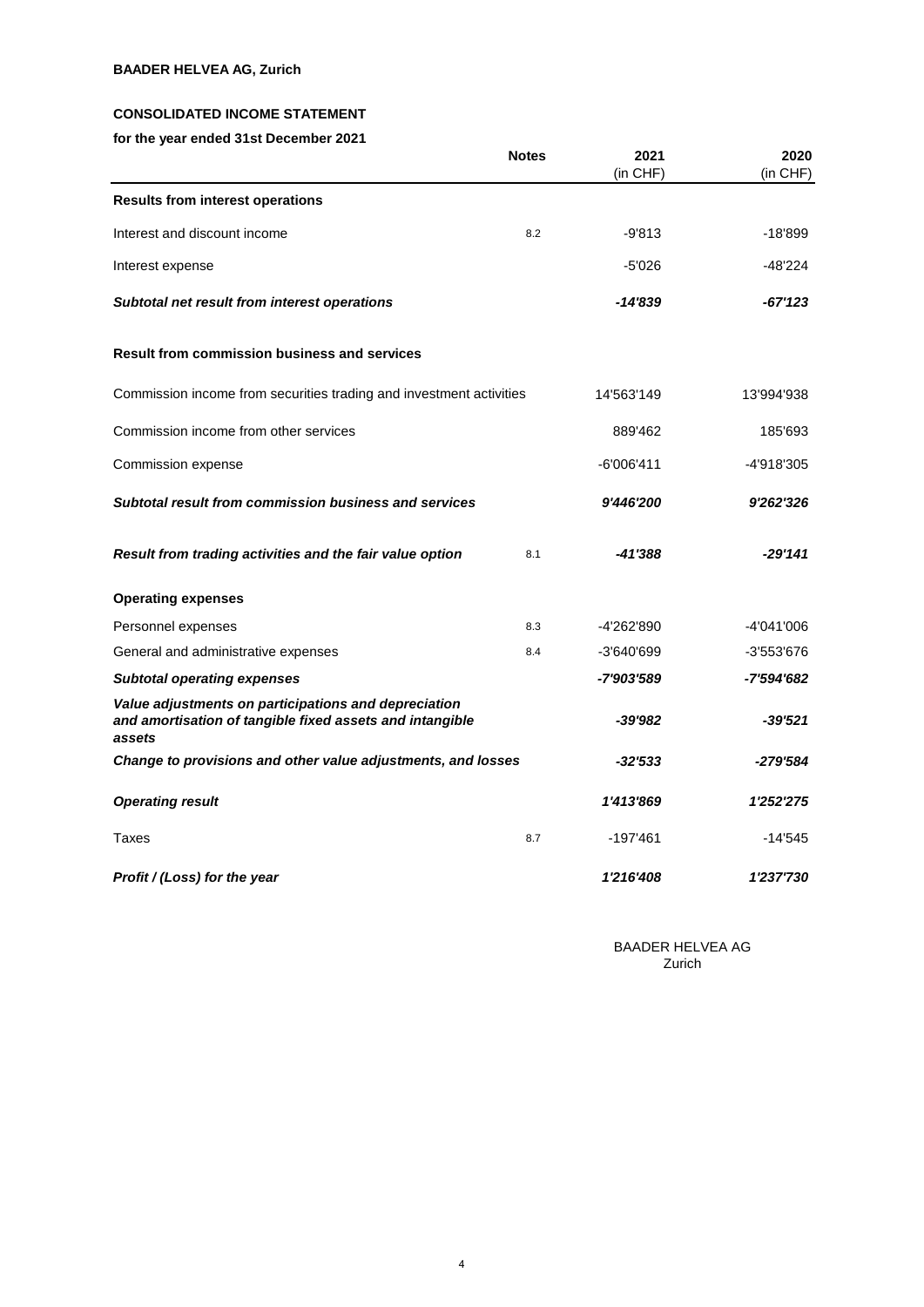**BAADER HELVEA AG, Zurich**

**CONSOLIDATED INCOME STATEMENT**

**for the year ended 31st December 2021**

| | Notes | 2021 (in CHF) | 2020 (in CHF) |
|---|---|---|---|
| **Results from interest operations** | | | |
| Interest and discount income | 8.2 | -9'813 | -18'899 |
| Interest expense | | -5'026 | -48'224 |
| ***Subtotal net result from interest operations*** | | ***-14'839*** | ***-67'123*** |
| **Result from commission business and services** | | | |
| Commission income from securities trading and investment activities | | 14'563'149 | 13'994'938 |
| Commission income from other services | | 889'462 | 185'693 |
| Commission expense | | -6'006'411 | -4'918'305 |
| ***Subtotal result from commission business and services*** | | ***9'446'200*** | ***9'262'326*** |
| ***Result from trading activities and the fair value option*** | 8.1 | ***-41'388*** | ***-29'141*** |
| **Operating expenses** | | | |
| Personnel expenses | 8.3 | -4'262'890 | -4'041'006 |
| General and administrative expenses | 8.4 | -3'640'699 | -3'553'676 |
| ***Subtotal operating expenses*** | | ***-7'903'589*** | ***-7'594'682*** |
| ***Value adjustments on participations and depreciation and amortisation of tangible fixed assets and intangible assets*** | | ***-39'982*** | ***-39'521*** |
| ***Change to provisions and other value adjustments, and losses*** | | ***-32'533*** | ***-279'584*** |
| ***Operating result*** | | ***1'413'869*** | ***1'252'275*** |
| Taxes | 8.7 | -197'461 | -14'545 |
| ***Profit / (Loss) for the year*** | | ***1'216'408*** | ***1'237'730*** |

BAADER HELVEA AG
Zurich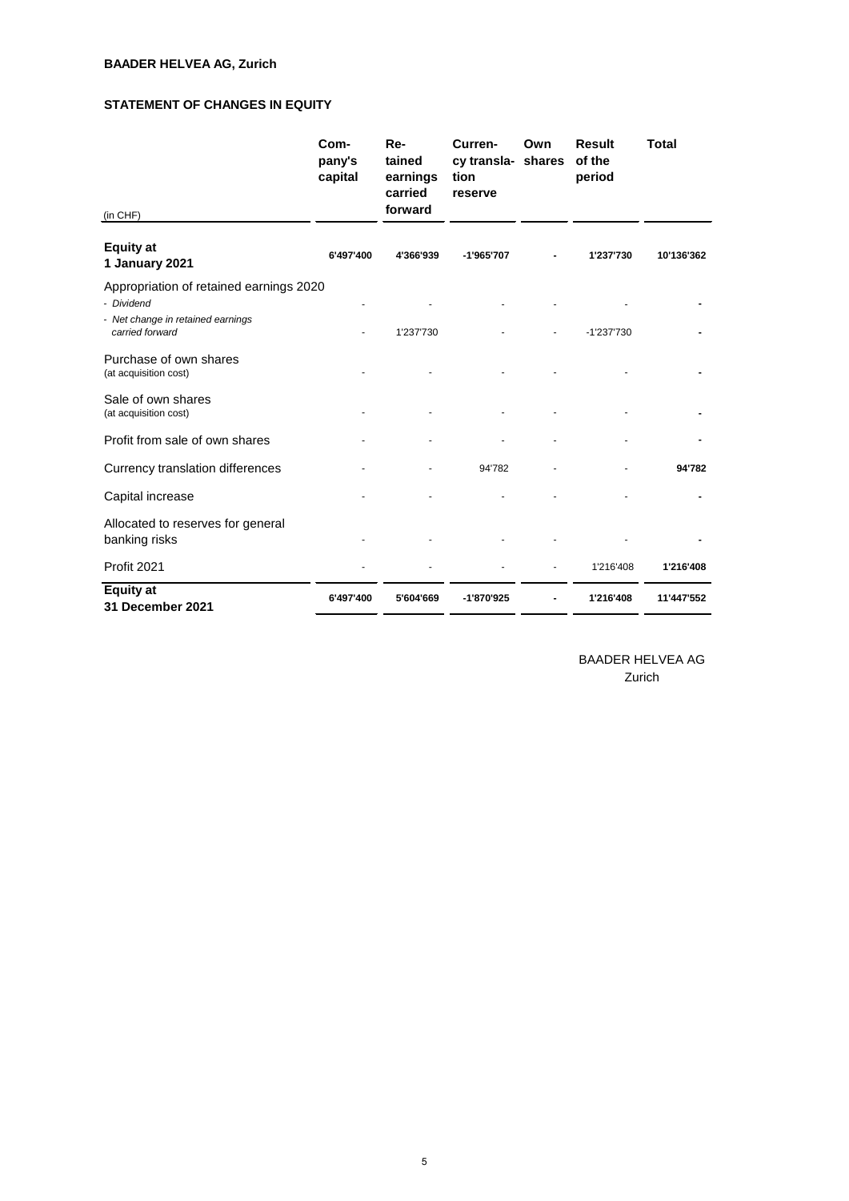**BAADER HELVEA AG, Zurich**

**STATEMENT OF CHANGES IN EQUITY**

| (in CHF) | Company's capital | Retained earnings carried forward | Currency translation reserve | Own shares | Result of the period | Total |
|---|---|---|---|---|---|---|
| **Equity at 1 January 2021** | **6'497'400** | **4'366'939** | **-1'965'707** | **-** | **1'237'730** | **10'136'362** |
| Appropriation of retained earnings 2020 | | | | | | |
| - *Dividend* | - | - | - | - | - | **-** |
| - *Net change in retained earnings carried forward* | - | 1'237'730 | - | - | -1'237'730 | **-** |
| Purchase of own shares (at acquisition cost) | - | - | - | - | - | **-** |
| Sale of own shares (at acquisition cost) | - | - | - | - | - | **-** |
| Profit from sale of own shares | - | - | - | - | - | **-** |
| Currency translation differences | - | - | 94'782 | - | - | **94'782** |
| Capital increase | - | - | - | - | - | **-** |
| Allocated to reserves for general banking risks | - | - | - | - | - | **-** |
| Profit 2021 | - | - | - | - | 1'216'408 | **1'216'408** |
| **Equity at 31 December 2021** | **6'497'400** | **5'604'669** | **-1'870'925** | **-** | **1'216'408** | **11'447'552** |

BAADER HELVEA AG
Zurich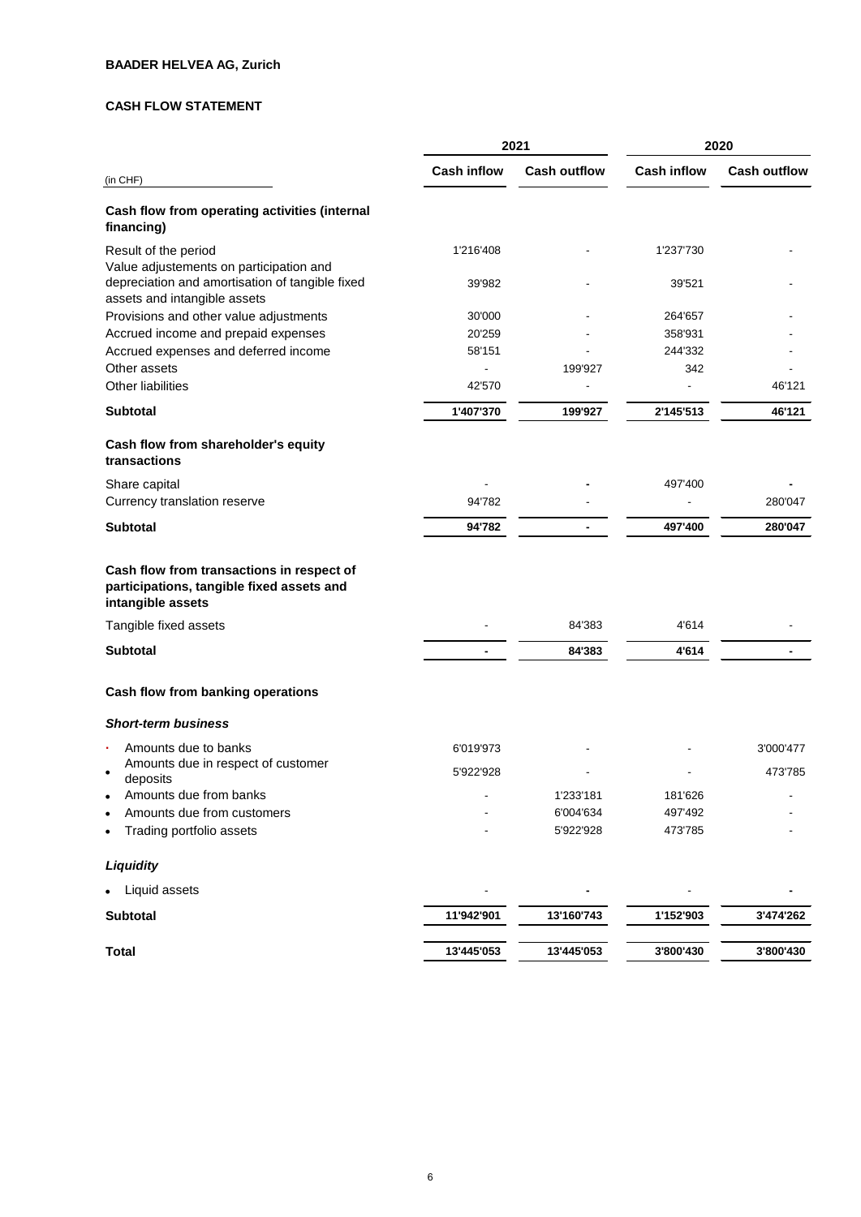**BAADER HELVEA AG, Zurich**

**CASH FLOW STATEMENT**

| (in CHF) | 2021 | | 2020 | |
|---|---|---|---|---|
| | **Cash inflow** | **Cash outflow** | **Cash inflow** | **Cash outflow** |
| **Cash flow from operating activities (internal financing)** | | | | |
| Result of the period | 1'216'408 | - | 1'237'730 | - |
| Value adjustements on participation and depreciation and amortisation of tangible fixed assets and intangible assets | 39'982 | - | 39'521 | - |
| Provisions and other value adjustments | 30'000 | - | 264'657 | - |
| Accrued income and prepaid expenses | 20'259 | - | 358'931 | - |
| Accrued expenses and deferred income | 58'151 | - | 244'332 | - |
| Other assets | - | 199'927 | 342 | - |
| Other liabilities | 42'570 | - | - | 46'121 |
| **Subtotal** | **1'407'370** | **199'927** | **2'145'513** | **46'121** |
| **Cash flow from shareholder's equity transactions** | | | | |
| Share capital | - | - | 497'400 | - |
| Currency translation reserve | 94'782 | - | - | 280'047 |
| **Subtotal** | **94'782** | **-** | **497'400** | **280'047** |
| **Cash flow from transactions in respect of participations, tangible fixed assets and intangible assets** | | | | |
| Tangible fixed assets | - | 84'383 | 4'614 | - |
| **Subtotal** | **-** | **84'383** | **4'614** | **-** |
| **Cash flow from banking operations** | | | | |
| ***Short-term business*** | | | | |
| • Amounts due to banks | 6'019'973 | - | - | 3'000'477 |
| • Amounts due in respect of customer deposits | 5'922'928 | - | - | 473'785 |
| • Amounts due from banks | - | 1'233'181 | 181'626 | - |
| • Amounts due from customers | - | 6'004'634 | 497'492 | - |
| • Trading portfolio assets | - | 5'922'928 | 473'785 | - |
| ***Liquidity*** | | | | |
| • Liquid assets | - | - | - | - |
| **Subtotal** | **11'942'901** | **13'160'743** | **1'152'903** | **3'474'262** |
| **Total** | **13'445'053** | **13'445'053** | **3'800'430** | **3'800'430** |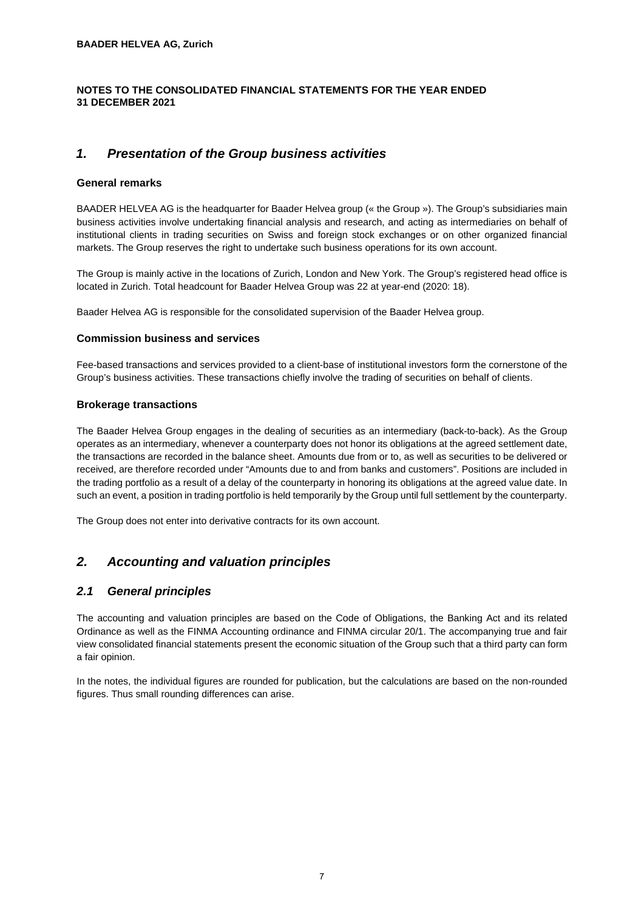**BAADER HELVEA AG, Zurich**

**NOTES TO THE CONSOLIDATED FINANCIAL STATEMENTS FOR THE YEAR ENDED 31 DECEMBER 2021**

## *1. Presentation of the Group business activities*

### General remarks

BAADER HELVEA AG is the headquarter for Baader Helvea group (« the Group »). The Group's subsidiaries main business activities involve undertaking financial analysis and research, and acting as intermediaries on behalf of institutional clients in trading securities on Swiss and foreign stock exchanges or on other organized financial markets. The Group reserves the right to undertake such business operations for its own account.

The Group is mainly active in the locations of Zurich, London and New York. The Group's registered head office is located in Zurich. Total headcount for Baader Helvea Group was 22 at year-end (2020: 18).

Baader Helvea AG is responsible for the consolidated supervision of the Baader Helvea group.

### Commission business and services

Fee-based transactions and services provided to a client-base of institutional investors form the cornerstone of the Group's business activities. These transactions chiefly involve the trading of securities on behalf of clients.

### Brokerage transactions

The Baader Helvea Group engages in the dealing of securities as an intermediary (back-to-back). As the Group operates as an intermediary, whenever a counterparty does not honor its obligations at the agreed settlement date, the transactions are recorded in the balance sheet. Amounts due from or to, as well as securities to be delivered or received, are therefore recorded under "Amounts due to and from banks and customers". Positions are included in the trading portfolio as a result of a delay of the counterparty in honoring its obligations at the agreed value date. In such an event, a position in trading portfolio is held temporarily by the Group until full settlement by the counterparty.

The Group does not enter into derivative contracts for its own account.

## *2. Accounting and valuation principles*

### *2.1 General principles*

The accounting and valuation principles are based on the Code of Obligations, the Banking Act and its related Ordinance as well as the FINMA Accounting ordinance and FINMA circular 20/1. The accompanying true and fair view consolidated financial statements present the economic situation of the Group such that a third party can form a fair opinion.

In the notes, the individual figures are rounded for publication, but the calculations are based on the non-rounded figures. Thus small rounding differences can arise.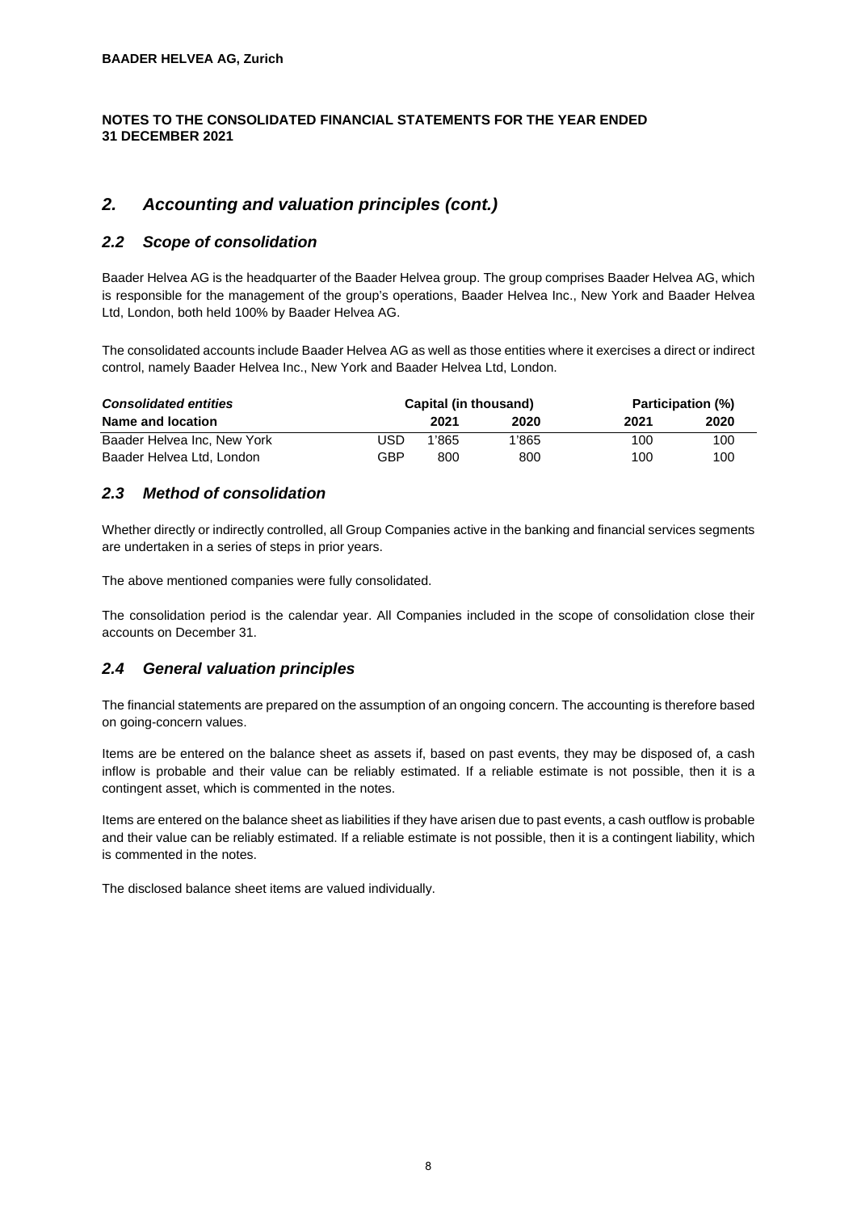**BAADER HELVEA AG, Zurich**

**NOTES TO THE CONSOLIDATED FINANCIAL STATEMENTS FOR THE YEAR ENDED 31 DECEMBER 2021**

## *2. Accounting and valuation principles (cont.)*

### *2.2 Scope of consolidation*

Baader Helvea AG is the headquarter of the Baader Helvea group. The group comprises Baader Helvea AG, which is responsible for the management of the group's operations, Baader Helvea Inc., New York and Baader Helvea Ltd, London, both held 100% by Baader Helvea AG.

The consolidated accounts include Baader Helvea AG as well as those entities where it exercises a direct or indirect control, namely Baader Helvea Inc., New York and Baader Helvea Ltd, London.

| ***Consolidated entities*** | **Capital (in thousand)** | | | **Participation (%)** | |
|---|---|---|---|---|---|
| **Name and location** | | **2021** | **2020** | **2021** | **2020** |
| Baader Helvea Inc, New York | USD | 1'865 | 1'865 | 100 | 100 |
| Baader Helvea Ltd, London | GBP | 800 | 800 | 100 | 100 |

### *2.3 Method of consolidation*

Whether directly or indirectly controlled, all Group Companies active in the banking and financial services segments are undertaken in a series of steps in prior years.

The above mentioned companies were fully consolidated.

The consolidation period is the calendar year. All Companies included in the scope of consolidation close their accounts on December 31.

### *2.4 General valuation principles*

The financial statements are prepared on the assumption of an ongoing concern. The accounting is therefore based on going-concern values.

Items are be entered on the balance sheet as assets if, based on past events, they may be disposed of, a cash inflow is probable and their value can be reliably estimated. If a reliable estimate is not possible, then it is a contingent asset, which is commented in the notes.

Items are entered on the balance sheet as liabilities if they have arisen due to past events, a cash outflow is probable and their value can be reliably estimated. If a reliable estimate is not possible, then it is a contingent liability, which is commented in the notes.

The disclosed balance sheet items are valued individually.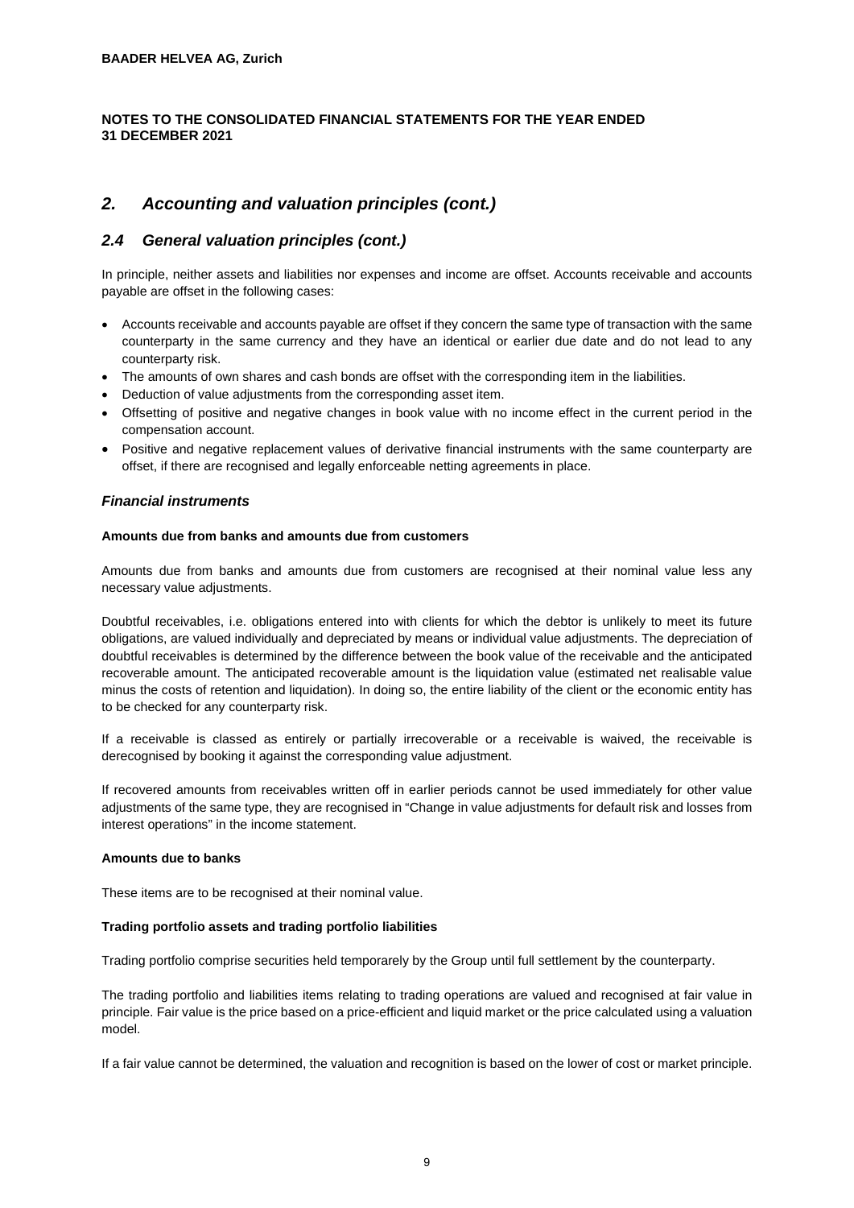## 2. Accounting and valuation principles (cont.)

### 2.4 General valuation principles (cont.)

In principle, neither assets and liabilities nor expenses and income are offset. Accounts receivable and accounts payable are offset in the following cases:

- Accounts receivable and accounts payable are offset if they concern the same type of transaction with the same counterparty in the same currency and they have an identical or earlier due date and do not lead to any counterparty risk.
- The amounts of own shares and cash bonds are offset with the corresponding item in the liabilities.
- Deduction of value adjustments from the corresponding asset item.
- Offsetting of positive and negative changes in book value with no income effect in the current period in the compensation account.
- Positive and negative replacement values of derivative financial instruments with the same counterparty are offset, if there are recognised and legally enforceable netting agreements in place.

#### *Financial instruments*

**Amounts due from banks and amounts due from customers**

Amounts due from banks and amounts due from customers are recognised at their nominal value less any necessary value adjustments.

Doubtful receivables, i.e. obligations entered into with clients for which the debtor is unlikely to meet its future obligations, are valued individually and depreciated by means or individual value adjustments. The depreciation of doubtful receivables is determined by the difference between the book value of the receivable and the anticipated recoverable amount. The anticipated recoverable amount is the liquidation value (estimated net realisable value minus the costs of retention and liquidation). In doing so, the entire liability of the client or the economic entity has to be checked for any counterparty risk.

If a receivable is classed as entirely or partially irrecoverable or a receivable is waived, the receivable is derecognised by booking it against the corresponding value adjustment.

If recovered amounts from receivables written off in earlier periods cannot be used immediately for other value adjustments of the same type, they are recognised in "Change in value adjustments for default risk and losses from interest operations" in the income statement.

**Amounts due to banks**

These items are to be recognised at their nominal value.

**Trading portfolio assets and trading portfolio liabilities**

Trading portfolio comprise securities held temporarely by the Group until full settlement by the counterparty.

The trading portfolio and liabilities items relating to trading operations are valued and recognised at fair value in principle. Fair value is the price based on a price-efficient and liquid market or the price calculated using a valuation model.

If a fair value cannot be determined, the valuation and recognition is based on the lower of cost or market principle.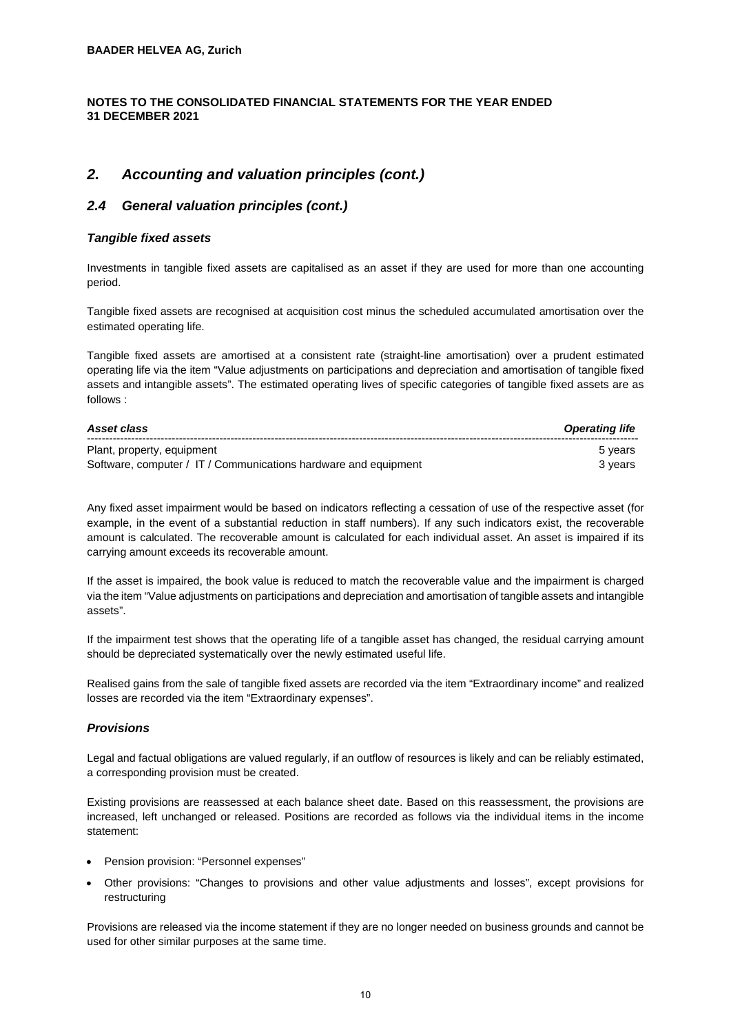## 2. Accounting and valuation principles (cont.)

### 2.4 General valuation principles (cont.)

#### *Tangible fixed assets*

Investments in tangible fixed assets are capitalised as an asset if they are used for more than one accounting period.

Tangible fixed assets are recognised at acquisition cost minus the scheduled accumulated amortisation over the estimated operating life.

Tangible fixed assets are amortised at a consistent rate (straight-line amortisation) over a prudent estimated operating life via the item "Value adjustments on participations and depreciation and amortisation of tangible fixed assets and intangible assets". The estimated operating lives of specific categories of tangible fixed assets are as follows :

| *Asset class* | *Operating life* |
|---|---|
| Plant, property, equipment | 5 years |
| Software, computer / IT / Communications hardware and equipment | 3 years |

Any fixed asset impairment would be based on indicators reflecting a cessation of use of the respective asset (for example, in the event of a substantial reduction in staff numbers). If any such indicators exist, the recoverable amount is calculated. The recoverable amount is calculated for each individual asset. An asset is impaired if its carrying amount exceeds its recoverable amount.

If the asset is impaired, the book value is reduced to match the recoverable value and the impairment is charged via the item "Value adjustments on participations and depreciation and amortisation of tangible assets and intangible assets".

If the impairment test shows that the operating life of a tangible asset has changed, the residual carrying amount should be depreciated systematically over the newly estimated useful life.

Realised gains from the sale of tangible fixed assets are recorded via the item "Extraordinary income" and realized losses are recorded via the item "Extraordinary expenses".

#### *Provisions*

Legal and factual obligations are valued regularly, if an outflow of resources is likely and can be reliably estimated, a corresponding provision must be created.

Existing provisions are reassessed at each balance sheet date. Based on this reassessment, the provisions are increased, left unchanged or released. Positions are recorded as follows via the individual items in the income statement:

- Pension provision: "Personnel expenses"
- Other provisions: "Changes to provisions and other value adjustments and losses", except provisions for restructuring

Provisions are released via the income statement if they are no longer needed on business grounds and cannot be used for other similar purposes at the same time.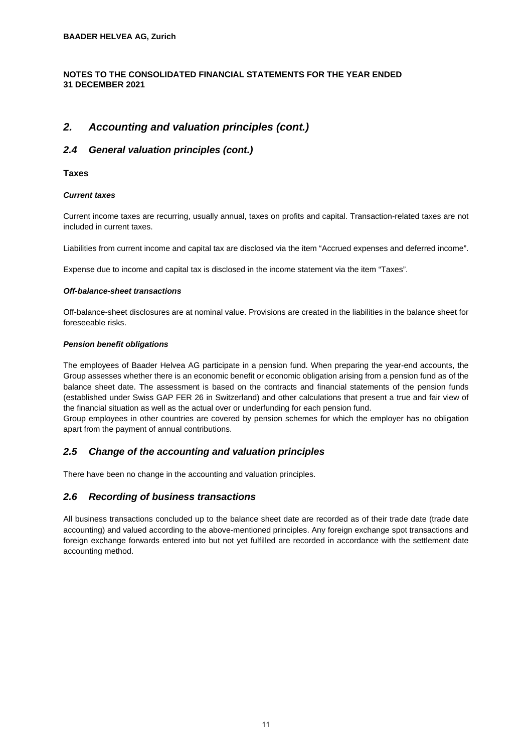## 2. Accounting and valuation principles (cont.)

### 2.4 General valuation principles (cont.)

**Taxes**

***Current taxes***

Current income taxes are recurring, usually annual, taxes on profits and capital. Transaction-related taxes are not included in current taxes.

Liabilities from current income and capital tax are disclosed via the item “Accrued expenses and deferred income”.

Expense due to income and capital tax is disclosed in the income statement via the item “Taxes”.

***Off-balance-sheet transactions***

Off-balance-sheet disclosures are at nominal value. Provisions are created in the liabilities in the balance sheet for foreseeable risks.

***Pension benefit obligations***

The employees of Baader Helvea AG participate in a pension fund. When preparing the year-end accounts, the Group assesses whether there is an economic benefit or economic obligation arising from a pension fund as of the balance sheet date. The assessment is based on the contracts and financial statements of the pension funds (established under Swiss GAP FER 26 in Switzerland) and other calculations that present a true and fair view of the financial situation as well as the actual over or underfunding for each pension fund.
Group employees in other countries are covered by pension schemes for which the employer has no obligation apart from the payment of annual contributions.

### 2.5 Change of the accounting and valuation principles

There have been no change in the accounting and valuation principles.

### 2.6 Recording of business transactions

All business transactions concluded up to the balance sheet date are recorded as of their trade date (trade date accounting) and valued according to the above-mentioned principles. Any foreign exchange spot transactions and foreign exchange forwards entered into but not yet fulfilled are recorded in accordance with the settlement date accounting method.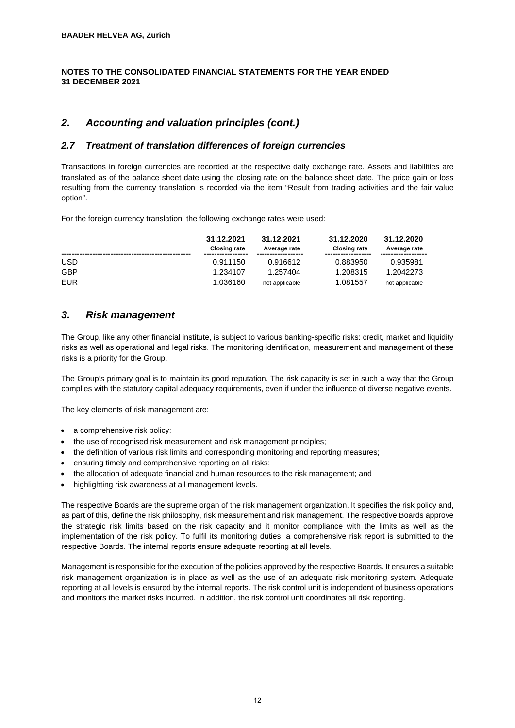**BAADER HELVEA AG, Zurich**

**NOTES TO THE CONSOLIDATED FINANCIAL STATEMENTS FOR THE YEAR ENDED 31 DECEMBER 2021**

## *2. Accounting and valuation principles (cont.)*

### *2.7 Treatment of translation differences of foreign currencies*

Transactions in foreign currencies are recorded at the respective daily exchange rate. Assets and liabilities are translated as of the balance sheet date using the closing rate on the balance sheet date. The price gain or loss resulting from the currency translation is recorded via the item "Result from trading activities and the fair value option".

For the foreign currency translation, the following exchange rates were used:

| | 31.12.2021 Closing rate | 31.12.2021 Average rate | 31.12.2020 Closing rate | 31.12.2020 Average rate |
|---|---|---|---|---|
| USD | 0.911150 | 0.916612 | 0.883950 | 0.935981 |
| GBP | 1.234107 | 1.257404 | 1.208315 | 1.2042273 |
| EUR | 1.036160 | not applicable | 1.081557 | not applicable |

## *3. Risk management*

The Group, like any other financial institute, is subject to various banking-specific risks: credit, market and liquidity risks as well as operational and legal risks. The monitoring identification, measurement and management of these risks is a priority for the Group.

The Group's primary goal is to maintain its good reputation. The risk capacity is set in such a way that the Group complies with the statutory capital adequacy requirements, even if under the influence of diverse negative events.

The key elements of risk management are:

- a comprehensive risk policy:
- the use of recognised risk measurement and risk management principles;
- the definition of various risk limits and corresponding monitoring and reporting measures;
- ensuring timely and comprehensive reporting on all risks;
- the allocation of adequate financial and human resources to the risk management; and
- highlighting risk awareness at all management levels.

The respective Boards are the supreme organ of the risk management organization. It specifies the risk policy and, as part of this, define the risk philosophy, risk measurement and risk management. The respective Boards approve the strategic risk limits based on the risk capacity and it monitor compliance with the limits as well as the implementation of the risk policy. To fulfil its monitoring duties, a comprehensive risk report is submitted to the respective Boards. The internal reports ensure adequate reporting at all levels.

Management is responsible for the execution of the policies approved by the respective Boards. It ensures a suitable risk management organization is in place as well as the use of an adequate risk monitoring system. Adequate reporting at all levels is ensured by the internal reports. The risk control unit is independent of business operations and monitors the market risks incurred. In addition, the risk control unit coordinates all risk reporting.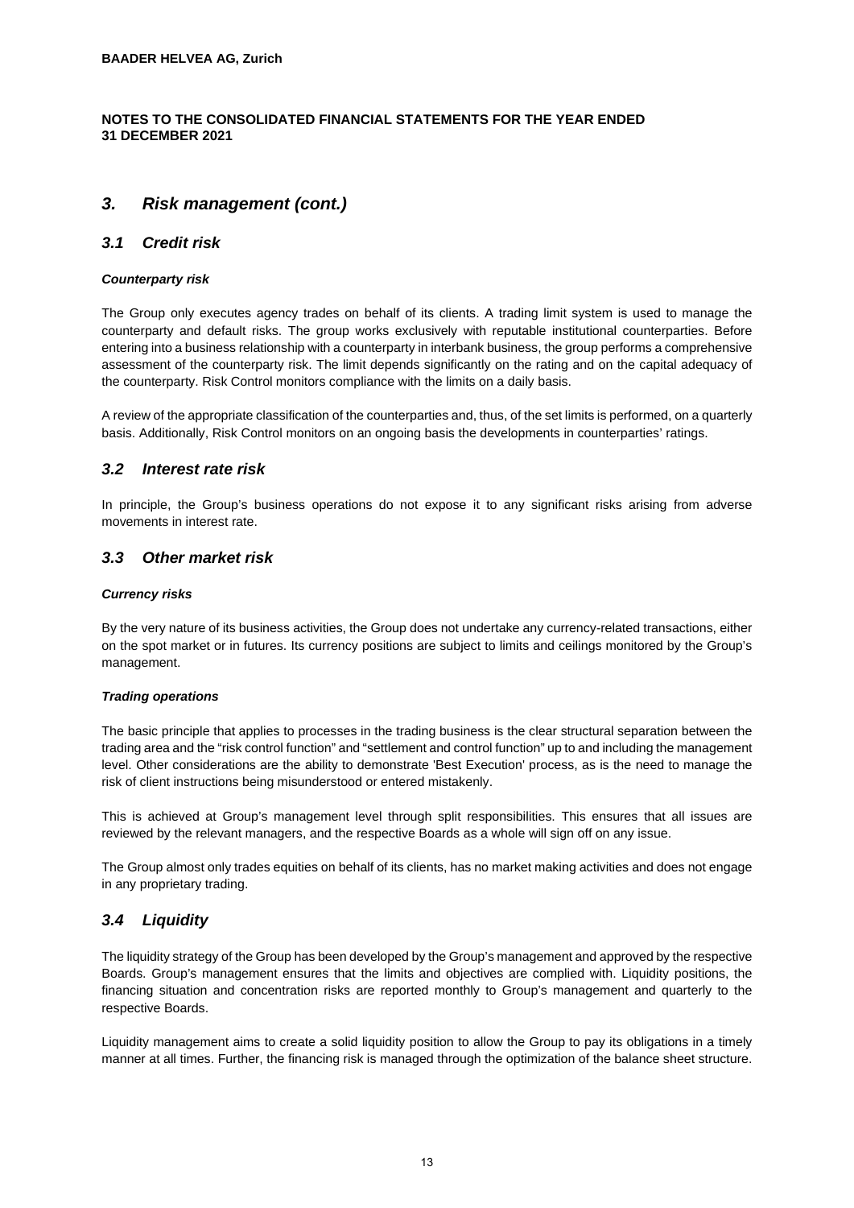**BAADER HELVEA AG, Zurich**

**NOTES TO THE CONSOLIDATED FINANCIAL STATEMENTS FOR THE YEAR ENDED 31 DECEMBER 2021**

## *3. Risk management (cont.)*

### *3.1 Credit risk*

***Counterparty risk***

The Group only executes agency trades on behalf of its clients. A trading limit system is used to manage the counterparty and default risks. The group works exclusively with reputable institutional counterparties. Before entering into a business relationship with a counterparty in interbank business, the group performs a comprehensive assessment of the counterparty risk. The limit depends significantly on the rating and on the capital adequacy of the counterparty. Risk Control monitors compliance with the limits on a daily basis.

A review of the appropriate classification of the counterparties and, thus, of the set limits is performed, on a quarterly basis. Additionally, Risk Control monitors on an ongoing basis the developments in counterparties' ratings.

### *3.2 Interest rate risk*

In principle, the Group's business operations do not expose it to any significant risks arising from adverse movements in interest rate.

### *3.3 Other market risk*

***Currency risks***

By the very nature of its business activities, the Group does not undertake any currency-related transactions, either on the spot market or in futures. Its currency positions are subject to limits and ceilings monitored by the Group's management.

***Trading operations***

The basic principle that applies to processes in the trading business is the clear structural separation between the trading area and the "risk control function" and "settlement and control function" up to and including the management level. Other considerations are the ability to demonstrate 'Best Execution' process, as is the need to manage the risk of client instructions being misunderstood or entered mistakenly.

This is achieved at Group's management level through split responsibilities. This ensures that all issues are reviewed by the relevant managers, and the respective Boards as a whole will sign off on any issue.

The Group almost only trades equities on behalf of its clients, has no market making activities and does not engage in any proprietary trading.

### *3.4 Liquidity*

The liquidity strategy of the Group has been developed by the Group's management and approved by the respective Boards. Group's management ensures that the limits and objectives are complied with. Liquidity positions, the financing situation and concentration risks are reported monthly to Group's management and quarterly to the respective Boards.

Liquidity management aims to create a solid liquidity position to allow the Group to pay its obligations in a timely manner at all times. Further, the financing risk is managed through the optimization of the balance sheet structure.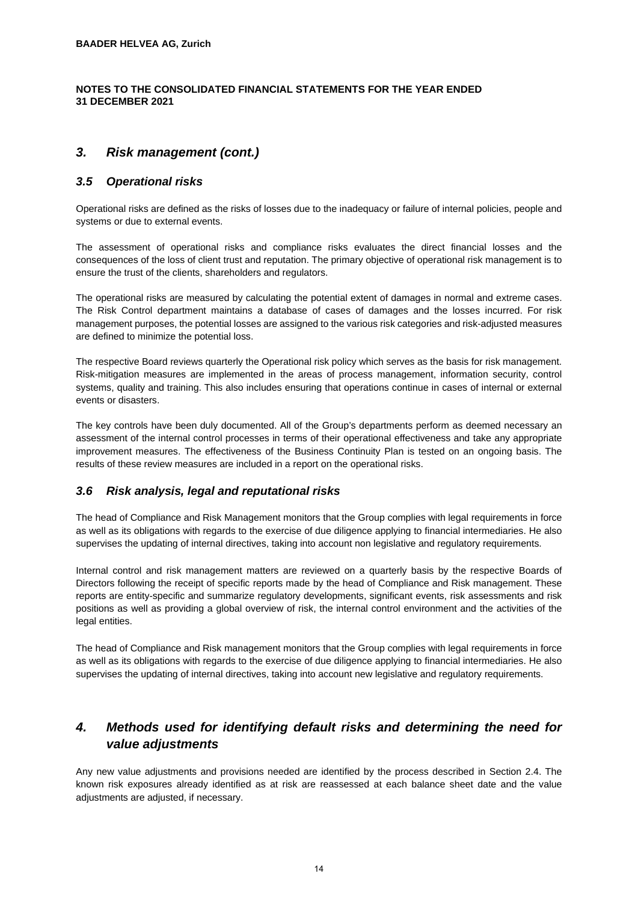# 3. Risk management (cont.)

## 3.5 Operational risks

Operational risks are defined as the risks of losses due to the inadequacy or failure of internal policies, people and systems or due to external events.

The assessment of operational risks and compliance risks evaluates the direct financial losses and the consequences of the loss of client trust and reputation. The primary objective of operational risk management is to ensure the trust of the clients, shareholders and regulators.

The operational risks are measured by calculating the potential extent of damages in normal and extreme cases. The Risk Control department maintains a database of cases of damages and the losses incurred. For risk management purposes, the potential losses are assigned to the various risk categories and risk-adjusted measures are defined to minimize the potential loss.

The respective Board reviews quarterly the Operational risk policy which serves as the basis for risk management. Risk-mitigation measures are implemented in the areas of process management, information security, control systems, quality and training. This also includes ensuring that operations continue in cases of internal or external events or disasters.

The key controls have been duly documented. All of the Group's departments perform as deemed necessary an assessment of the internal control processes in terms of their operational effectiveness and take any appropriate improvement measures. The effectiveness of the Business Continuity Plan is tested on an ongoing basis. The results of these review measures are included in a report on the operational risks.

## 3.6 Risk analysis, legal and reputational risks

The head of Compliance and Risk Management monitors that the Group complies with legal requirements in force as well as its obligations with regards to the exercise of due diligence applying to financial intermediaries. He also supervises the updating of internal directives, taking into account non legislative and regulatory requirements.

Internal control and risk management matters are reviewed on a quarterly basis by the respective Boards of Directors following the receipt of specific reports made by the head of Compliance and Risk management. These reports are entity-specific and summarize regulatory developments, significant events, risk assessments and risk positions as well as providing a global overview of risk, the internal control environment and the activities of the legal entities.

The head of Compliance and Risk management monitors that the Group complies with legal requirements in force as well as its obligations with regards to the exercise of due diligence applying to financial intermediaries. He also supervises the updating of internal directives, taking into account new legislative and regulatory requirements.

# 4. Methods used for identifying default risks and determining the need for value adjustments

Any new value adjustments and provisions needed are identified by the process described in Section 2.4. The known risk exposures already identified as at risk are reassessed at each balance sheet date and the value adjustments are adjusted, if necessary.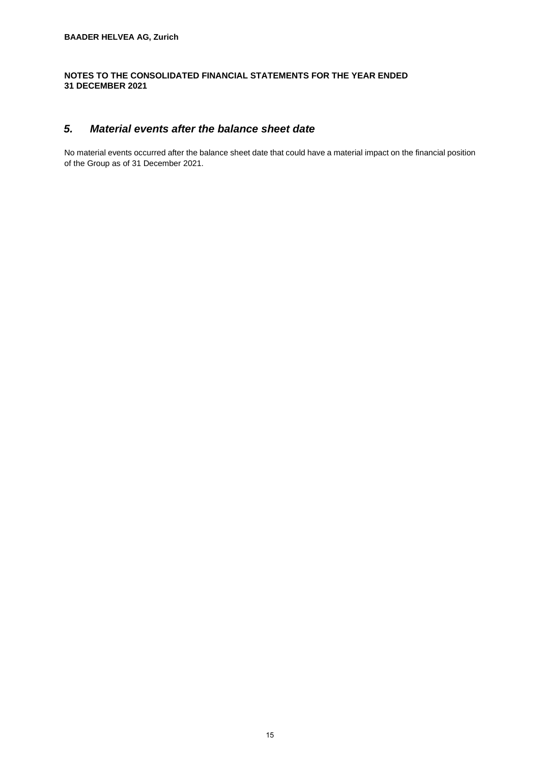## 5. *Material events after the balance sheet date*

No material events occurred after the balance sheet date that could have a material impact on the financial position of the Group as of 31 December 2021.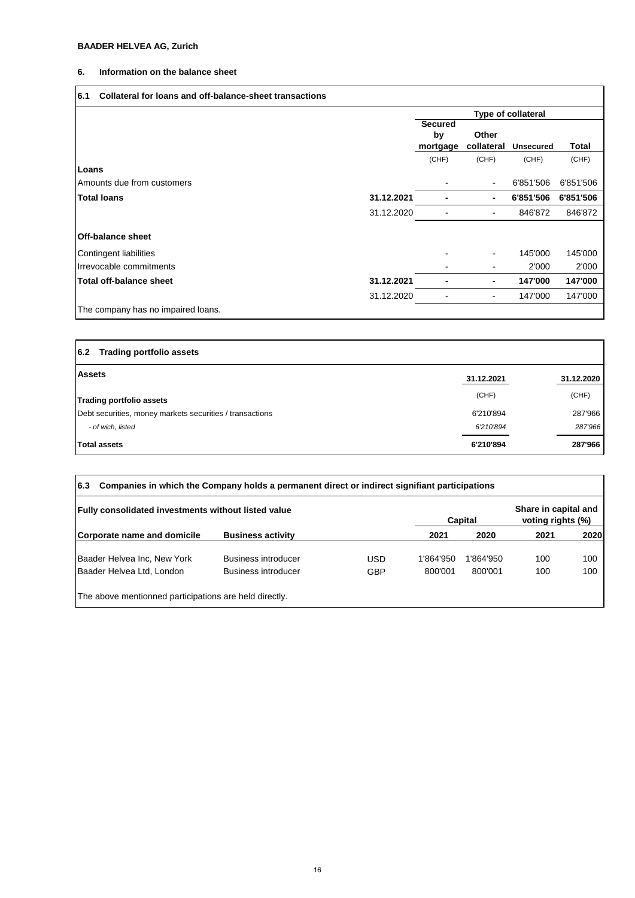**BAADER HELVEA AG, Zurich**

## 6. Information on the balance sheet

### 6.1 Collateral for loans and off-balance-sheet transactions

| | | Type of collateral | | | |
|---|---|---|---|---|---|
| | | Secured by mortgage | Other collateral | Unsecured | Total |
| | | (CHF) | (CHF) | (CHF) | (CHF) |
| **Loans** | | | | | |
| Amounts due from customers | | - | - | 6'851'506 | 6'851'506 |
| **Total loans** | **31.12.2021** | **-** | **-** | **6'851'506** | **6'851'506** |
| | 31.12.2020 | - | - | 846'872 | 846'872 |
| **Off-balance sheet** | | | | | |
| Contingent liabilities | | - | - | 145'000 | 145'000 |
| Irrevocable commitments | | - | - | 2'000 | 2'000 |
| **Total off-balance sheet** | **31.12.2021** | **-** | **-** | **147'000** | **147'000** |
| | 31.12.2020 | - | - | 147'000 | 147'000 |

The company has no impaired loans.

### 6.2 Trading portfolio assets

| **Assets** | 31.12.2021 | 31.12.2020 |
|---|---|---|
| **Trading portfolio assets** | (CHF) | (CHF) |
| Debt securities, money markets securities / transactions | 6'210'894 | 287'966 |
| *- of wich, listed* | *6'210'894* | *287'966* |
| **Total assets** | **6'210'894** | **287'966** |

### 6.3 Companies in which the Company holds a permanent direct or indirect signifiant participations

| **Fully consolidated investments without listed value** | | | Capital | | Share in capital and voting rights (%) | |
|---|---|---|---|---|---|---|
| **Corporate name and domicile** | **Business activity** | | **2021** | **2020** | **2021** | **2020** |
| Baader Helvea Inc, New York | Business introducer | USD | 1'864'950 | 1'864'950 | 100 | 100 |
| Baader Helvea Ltd, London | Business introducer | GBP | 800'001 | 800'001 | 100 | 100 |

The above mentionned participations are held directly.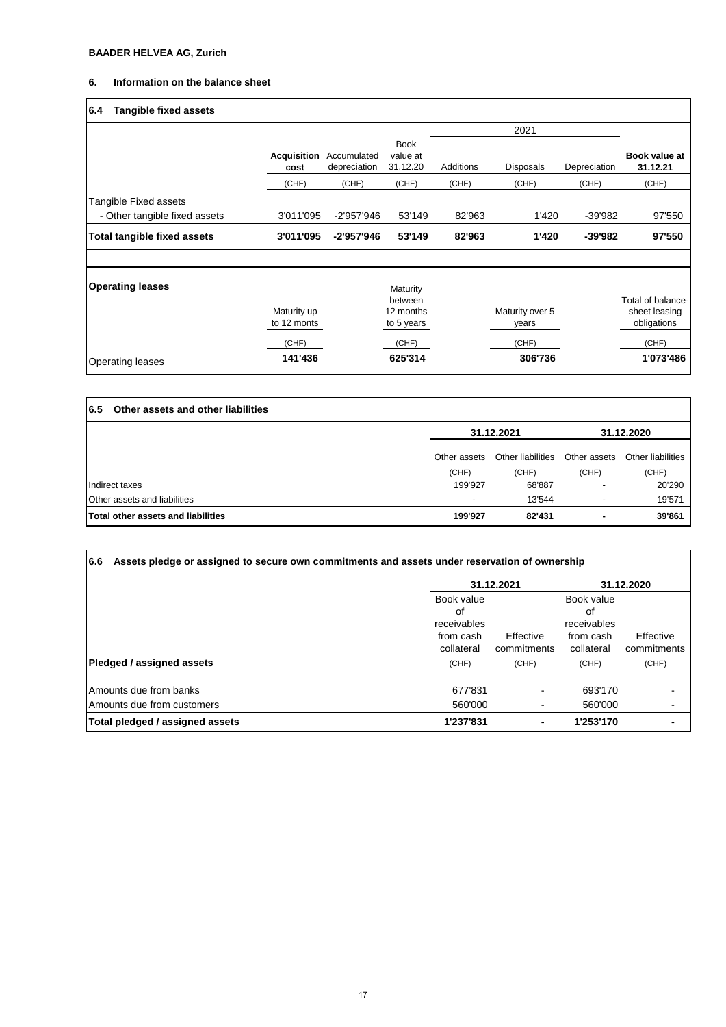**BAADER HELVEA AG, Zurich**

## 6. Information on the balance sheet

### 6.4 Tangible fixed assets

| | Acquisition cost | Accumulated depreciation | Book value at 31.12.20 | 2021 Additions | 2021 Disposals | 2021 Depreciation | Book value at 31.12.21 |
|---|---|---|---|---|---|---|---|
| | (CHF) | (CHF) | (CHF) | (CHF) | (CHF) | (CHF) | (CHF) |
| Tangible Fixed assets | | | | | | | |
| - Other tangible fixed assets | 3'011'095 | -2'957'946 | 53'149 | 82'963 | 1'420 | -39'982 | 97'550 |
| **Total tangible fixed assets** | **3'011'095** | **-2'957'946** | **53'149** | **82'963** | **1'420** | **-39'982** | **97'550** |

| **Operating leases** | Maturity up to 12 monts | Maturity between 12 months to 5 years | Maturity over 5 years | Total of balance-sheet leasing obligations |
|---|---|---|---|---|
| | (CHF) | (CHF) | (CHF) | (CHF) |
| Operating leases | 141'436 | 625'314 | 306'736 | 1'073'486 |

### 6.5 Other assets and other liabilities

| | 31.12.2021 | | 31.12.2020 | |
|---|---|---|---|---|
| | Other assets | Other liabilities | Other assets | Other liabilities |
| | (CHF) | (CHF) | (CHF) | (CHF) |
| Indirect taxes | 199'927 | 68'887 | - | 20'290 |
| Other assets and liabilities | - | 13'544 | - | 19'571 |
| **Total other assets and liabilities** | **199'927** | **82'431** | **-** | **39'861** |

### 6.6 Assets pledge or assigned to secure own commitments and assets under reservation of ownership

| | 31.12.2021 | | 31.12.2020 | |
|---|---|---|---|---|
| | Book value of receivables from cash collateral | Effective commitments | Book value of receivables from cash collateral | Effective commitments |
| **Pledged / assigned assets** | (CHF) | (CHF) | (CHF) | (CHF) |
| Amounts due from banks | 677'831 | - | 693'170 | - |
| Amounts due from customers | 560'000 | - | 560'000 | - |
| **Total pledged / assigned assets** | **1'237'831** | **-** | **1'253'170** | **-** |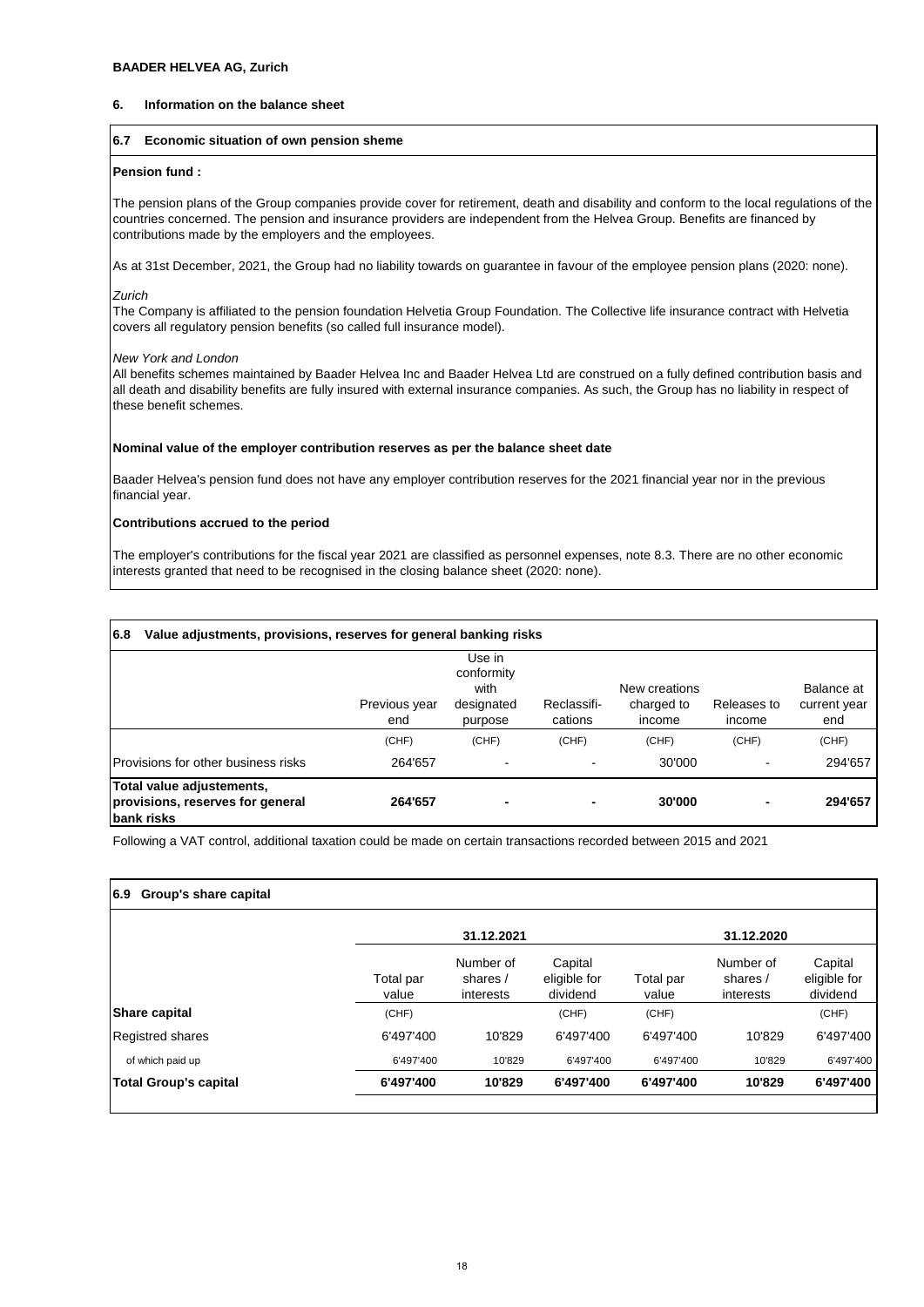**BAADER HELVEA AG, Zurich**

**6. Information on the balance sheet**

**6.7 Economic situation of own pension sheme**

**Pension fund :**

The pension plans of the Group companies provide cover for retirement, death and disability and conform to the local regulations of the countries concerned. The pension and insurance providers are independent from the Helvea Group. Benefits are financed by contributions made by the employers and the employees.

As at 31st December, 2021, the Group had no liability towards on guarantee in favour of the employee pension plans (2020: none).

*Zurich*

The Company is affiliated to the pension foundation Helvetia Group Foundation. The Collective life insurance contract with Helvetia covers all regulatory pension benefits (so called full insurance model).

*New York and London*

All benefits schemes maintained by Baader Helvea Inc and Baader Helvea Ltd are construed on a fully defined contribution basis and all death and disability benefits are fully insured with external insurance companies. As such, the Group has no liability in respect of these benefit schemes.

**Nominal value of the employer contribution reserves as per the balance sheet date**

Baader Helvea's pension fund does not have any employer contribution reserves for the 2021 financial year nor in the previous financial year.

**Contributions accrued to the period**

The employer's contributions for the fiscal year 2021 are classified as personnel expenses, note 8.3. There are no other economic interests granted that need to be recognised in the closing balance sheet (2020: none).

**6.8 Value adjustments, provisions, reserves for general banking risks**

| | Previous year end | Use in conformity with designated purpose | Reclassifi-cations | New creations charged to income | Releases to income | Balance at current year end |
|---|---|---|---|---|---|---|
| | (CHF) | (CHF) | (CHF) | (CHF) | (CHF) | (CHF) |
| Provisions for other business risks | 264'657 | - | - | 30'000 | - | 294'657 |
| **Total value adjustements, provisions, reserves for general bank risks** | **264'657** | **-** | **-** | **30'000** | **-** | **294'657** |

Following a VAT control, additional taxation could be made on certain transactions recorded between 2015 and 2021

**6.9 Group's share capital**

| | 31.12.2021 | | | 31.12.2020 | | |
|---|---|---|---|---|---|---|
| | Total par value | Number of shares / interests | Capital eligible for dividend | Total par value | Number of shares / interests | Capital eligible for dividend |
| **Share capital** | (CHF) | | (CHF) | (CHF) | | (CHF) |
| Registred shares | 6'497'400 | 10'829 | 6'497'400 | 6'497'400 | 10'829 | 6'497'400 |
| of which paid up | 6'497'400 | 10'829 | 6'497'400 | 6'497'400 | 10'829 | 6'497'400 |
| **Total Group's capital** | **6'497'400** | **10'829** | **6'497'400** | **6'497'400** | **10'829** | **6'497'400** |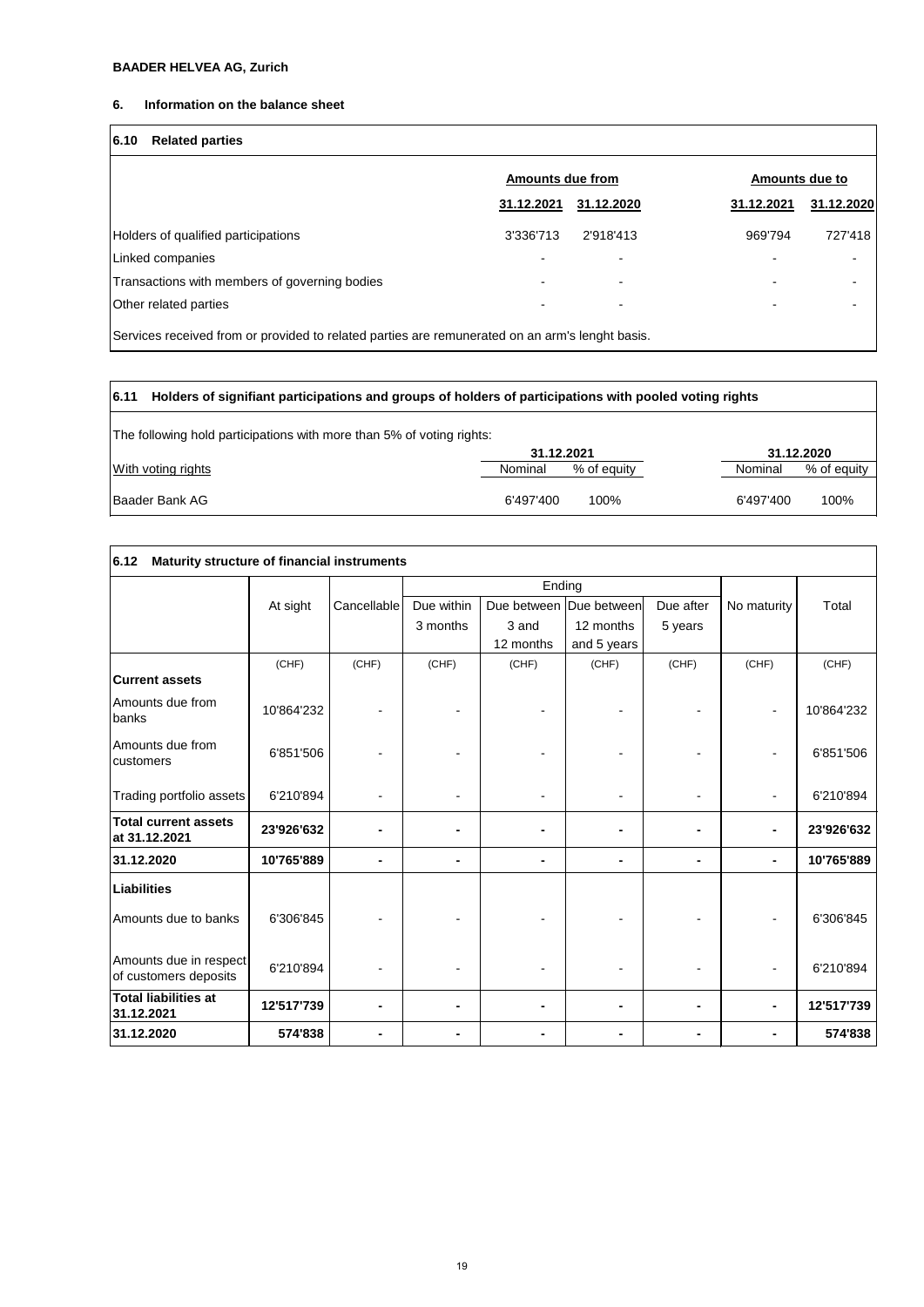**BAADER HELVEA AG, Zurich**

## 6. Information on the balance sheet

### 6.10 Related parties

| | Amounts due from | | Amounts due to | |
|---|---|---|---|---|
| | 31.12.2021 | 31.12.2020 | 31.12.2021 | 31.12.2020 |
| Holders of qualified participations | 3'336'713 | 2'918'413 | 969'794 | 727'418 |
| Linked companies | - | - | - | - |
| Transactions with members of governing bodies | - | - | - | - |
| Other related parties | - | - | - | - |

Services received from or provided to related parties are remunerated on an arm's lenght basis.

### 6.11 Holders of signifiant participations and groups of holders of participations with pooled voting rights

The following hold participations with more than 5% of voting rights:

| | 31.12.2021 | | 31.12.2020 | |
|---|---|---|---|---|
| With voting rights | Nominal | % of equity | Nominal | % of equity |
| Baader Bank AG | 6'497'400 | 100% | 6'497'400 | 100% |

### 6.12 Maturity structure of financial instruments

| | At sight | Cancellable | Ending | | | | No maturity | Total |
|---|---|---|---|---|---|---|---|---|
| | | | Due within 3 months | Due between 3 and 12 months | Due between 12 months and 5 years | Due after 5 years | | |
| | (CHF) | (CHF) | (CHF) | (CHF) | (CHF) | (CHF) | (CHF) | (CHF) |
| **Current assets** | | | | | | | | |
| Amounts due from banks | 10'864'232 | - | - | - | - | - | - | 10'864'232 |
| Amounts due from customers | 6'851'506 | - | - | - | - | - | - | 6'851'506 |
| Trading portfolio assets | 6'210'894 | - | - | - | - | - | - | 6'210'894 |
| **Total current assets at 31.12.2021** | **23'926'632** | **-** | **-** | **-** | **-** | **-** | **-** | **23'926'632** |
| **31.12.2020** | **10'765'889** | **-** | **-** | **-** | **-** | **-** | **-** | **10'765'889** |
| **Liabilities** | | | | | | | | |
| Amounts due to banks | 6'306'845 | - | - | - | - | - | - | 6'306'845 |
| Amounts due in respect of customers deposits | 6'210'894 | - | - | - | - | - | - | 6'210'894 |
| **Total liabilities at 31.12.2021** | **12'517'739** | **-** | **-** | **-** | **-** | **-** | **-** | **12'517'739** |
| **31.12.2020** | **574'838** | **-** | **-** | **-** | **-** | **-** | **-** | **574'838** |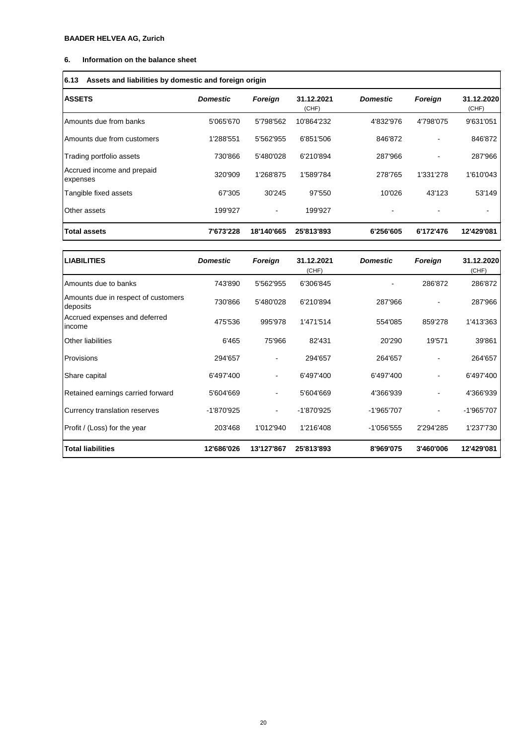**BAADER HELVEA AG, Zurich**

## 6. Information on the balance sheet

### 6.13 Assets and liabilities by domestic and foreign origin

| ASSETS | *Domestic* | *Foreign* | 31.12.2021 (CHF) | *Domestic* | *Foreign* | 31.12.2020 (CHF) |
|---|---|---|---|---|---|---|
| Amounts due from banks | 5'065'670 | 5'798'562 | 10'864'232 | 4'832'976 | 4'798'075 | 9'631'051 |
| Amounts due from customers | 1'288'551 | 5'562'955 | 6'851'506 | 846'872 | - | 846'872 |
| Trading portfolio assets | 730'866 | 5'480'028 | 6'210'894 | 287'966 | - | 287'966 |
| Accrued income and prepaid expenses | 320'909 | 1'268'875 | 1'589'784 | 278'765 | 1'331'278 | 1'610'043 |
| Tangible fixed assets | 67'305 | 30'245 | 97'550 | 10'026 | 43'123 | 53'149 |
| Other assets | 199'927 | - | 199'927 | - | - | - |
| **Total assets** | **7'673'228** | **18'140'665** | **25'813'893** | **6'256'605** | **6'172'476** | **12'429'081** |

| LIABILITIES | *Domestic* | *Foreign* | 31.12.2021 (CHF) | *Domestic* | *Foreign* | 31.12.2020 (CHF) |
|---|---|---|---|---|---|---|
| Amounts due to banks | 743'890 | 5'562'955 | 6'306'845 | - | 286'872 | 286'872 |
| Amounts due in respect of customers deposits | 730'866 | 5'480'028 | 6'210'894 | 287'966 | - | 287'966 |
| Accrued expenses and deferred income | 475'536 | 995'978 | 1'471'514 | 554'085 | 859'278 | 1'413'363 |
| Other liabilities | 6'465 | 75'966 | 82'431 | 20'290 | 19'571 | 39'861 |
| Provisions | 294'657 | - | 294'657 | 264'657 | - | 264'657 |
| Share capital | 6'497'400 | - | 6'497'400 | 6'497'400 | - | 6'497'400 |
| Retained earnings carried forward | 5'604'669 | - | 5'604'669 | 4'366'939 | - | 4'366'939 |
| Currency translation reserves | -1'870'925 | - | -1'870'925 | -1'965'707 | - | -1'965'707 |
| Profit / (Loss) for the year | 203'468 | 1'012'940 | 1'216'408 | -1'056'555 | 2'294'285 | 1'237'730 |
| **Total liabilities** | **12'686'026** | **13'127'867** | **25'813'893** | **8'969'075** | **3'460'006** | **12'429'081** |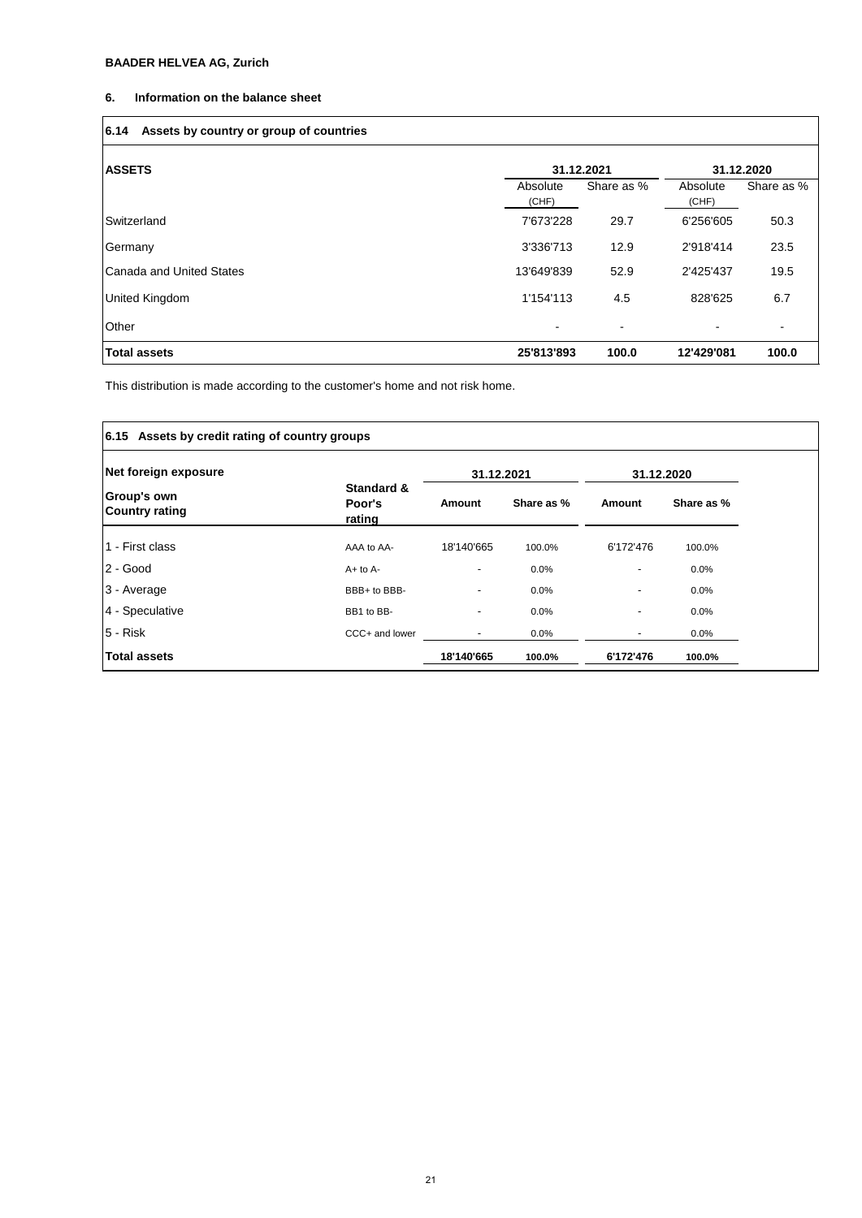**BAADER HELVEA AG, Zurich**

## 6. Information on the balance sheet

### 6.14 Assets by country or group of countries

| ASSETS | 31.12.2021 | | 31.12.2020 | |
|---|---|---|---|---|
| | Absolute (CHF) | Share as % | Absolute (CHF) | Share as % |
| Switzerland | 7'673'228 | 29.7 | 6'256'605 | 50.3 |
| Germany | 3'336'713 | 12.9 | 2'918'414 | 23.5 |
| Canada and United States | 13'649'839 | 52.9 | 2'425'437 | 19.5 |
| United Kingdom | 1'154'113 | 4.5 | 828'625 | 6.7 |
| Other | - | - | - | - |
| **Total assets** | **25'813'893** | **100.0** | **12'429'081** | **100.0** |

This distribution is made according to the customer's home and not risk home.

### 6.15 Assets by credit rating of country groups

| Net foreign exposure | | 31.12.2021 | | 31.12.2020 | |
|---|---|---|---|---|---|
| **Group's own Country rating** | **Standard & Poor's rating** | **Amount** | **Share as %** | **Amount** | **Share as %** |
| 1 - First class | AAA to AA- | 18'140'665 | 100.0% | 6'172'476 | 100.0% |
| 2 - Good | A+ to A- | - | 0.0% | - | 0.0% |
| 3 - Average | BBB+ to BBB- | - | 0.0% | - | 0.0% |
| 4 - Speculative | BB1 to BB- | - | 0.0% | - | 0.0% |
| 5 - Risk | CCC+ and lower | - | 0.0% | - | 0.0% |
| **Total assets** | | **18'140'665** | **100.0%** | **6'172'476** | **100.0%** |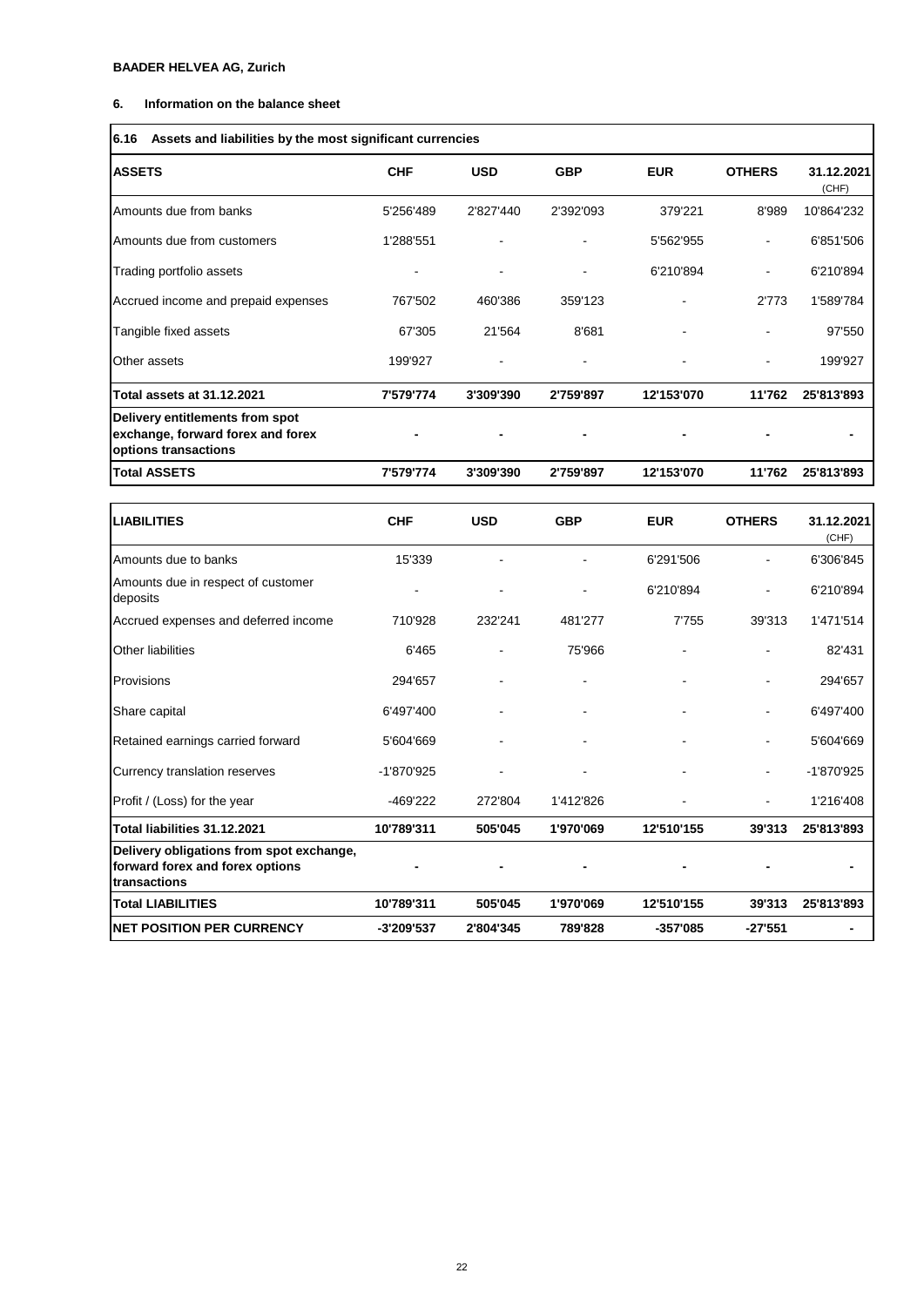**BAADER HELVEA AG, Zurich**

## 6. Information on the balance sheet

### 6.16 Assets and liabilities by the most significant currencies

| ASSETS | CHF | USD | GBP | EUR | OTHERS | 31.12.2021 (CHF) |
|---|---|---|---|---|---|---|
| Amounts due from banks | 5'256'489 | 2'827'440 | 2'392'093 | 379'221 | 8'989 | 10'864'232 |
| Amounts due from customers | 1'288'551 | - | - | 5'562'955 | - | 6'851'506 |
| Trading portfolio assets | - | - | - | 6'210'894 | - | 6'210'894 |
| Accrued income and prepaid expenses | 767'502 | 460'386 | 359'123 | - | 2'773 | 1'589'784 |
| Tangible fixed assets | 67'305 | 21'564 | 8'681 | - | - | 97'550 |
| Other assets | 199'927 | - | - | - | - | 199'927 |
| **Total assets at 31.12.2021** | **7'579'774** | **3'309'390** | **2'759'897** | **12'153'070** | **11'762** | **25'813'893** |
| **Delivery entitlements from spot exchange, forward forex and forex options transactions** | **-** | **-** | **-** | **-** | **-** | **-** |
| **Total ASSETS** | **7'579'774** | **3'309'390** | **2'759'897** | **12'153'070** | **11'762** | **25'813'893** |

| LIABILITIES | CHF | USD | GBP | EUR | OTHERS | 31.12.2021 (CHF) |
|---|---|---|---|---|---|---|
| Amounts due to banks | 15'339 | - | - | 6'291'506 | - | 6'306'845 |
| Amounts due in respect of customer deposits | - | - | - | 6'210'894 | - | 6'210'894 |
| Accrued expenses and deferred income | 710'928 | 232'241 | 481'277 | 7'755 | 39'313 | 1'471'514 |
| Other liabilities | 6'465 | - | 75'966 | - | - | 82'431 |
| Provisions | 294'657 | - | - | - | - | 294'657 |
| Share capital | 6'497'400 | - | - | - | - | 6'497'400 |
| Retained earnings carried forward | 5'604'669 | - | - | - | - | 5'604'669 |
| Currency translation reserves | -1'870'925 | - | - | - | - | -1'870'925 |
| Profit / (Loss) for the year | -469'222 | 272'804 | 1'412'826 | - | - | 1'216'408 |
| **Total liabilities 31.12.2021** | **10'789'311** | **505'045** | **1'970'069** | **12'510'155** | **39'313** | **25'813'893** |
| **Delivery obligations from spot exchange, forward forex and forex options transactions** | **-** | **-** | **-** | **-** | **-** | **-** |
| **Total LIABILITIES** | **10'789'311** | **505'045** | **1'970'069** | **12'510'155** | **39'313** | **25'813'893** |
| **NET POSITION PER CURRENCY** | **-3'209'537** | **2'804'345** | **789'828** | **-357'085** | **-27'551** | **-** |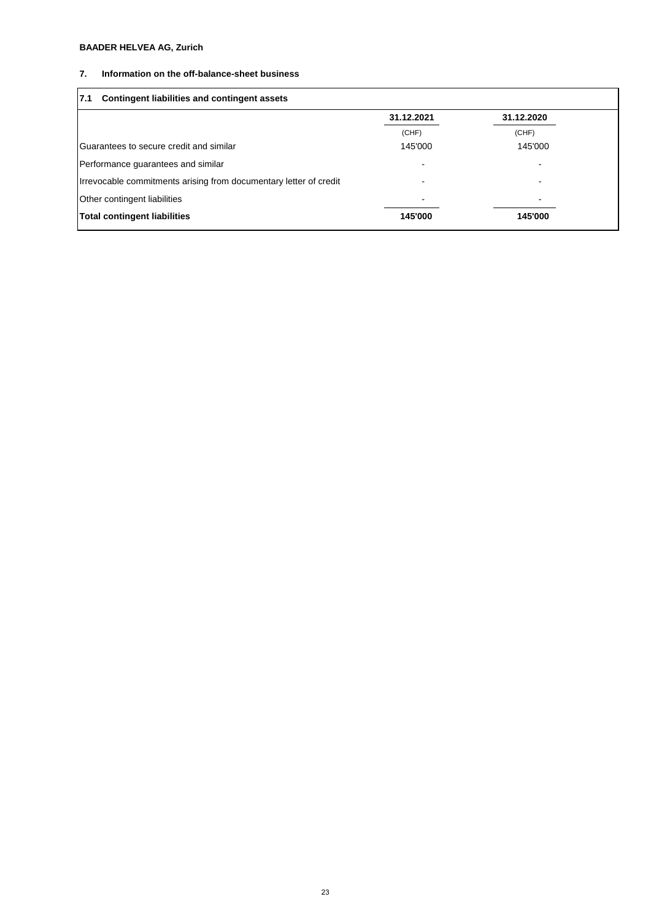**BAADER HELVEA AG, Zurich**

## 7. Information on the off-balance-sheet business

### 7.1 Contingent liabilities and contingent assets

| | 31.12.2021 | 31.12.2020 |
|---|---|---|
| | (CHF) | (CHF) |
| Guarantees to secure credit and similar | 145'000 | 145'000 |
| Performance guarantees and similar | - | - |
| Irrevocable commitments arising from documentary letter of credit | - | - |
| Other contingent liabilities | - | - |
| **Total contingent liabilities** | **145'000** | **145'000** |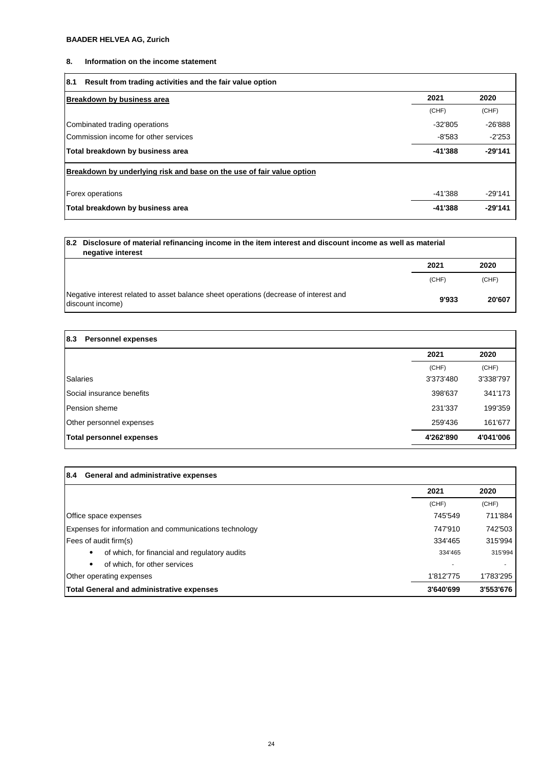**BAADER HELVEA AG, Zurich**

## 8. Information on the income statement

### 8.1 Result from trading activities and the fair value option

| Breakdown by business area | 2021 | 2020 |
|---|---|---|
| | (CHF) | (CHF) |
| Combinated trading operations | -32'805 | -26'888 |
| Commission income for other services | -8'583 | -2'253 |
| **Total breakdown by business area** | **-41'388** | **-29'141** |
| **Breakdown by underlying risk and base on the use of fair value option** | | |
| Forex operations | -41'388 | -29'141 |
| **Total breakdown by business area** | **-41'388** | **-29'141** |

### 8.2 Disclosure of material refinancing income in the item interest and discount income as well as material negative interest

| | 2021 | 2020 |
|---|---|---|
| | (CHF) | (CHF) |
| Negative interest related to asset balance sheet operations (decrease of interest and discount income) | **9'933** | **20'607** |

### 8.3 Personnel expenses

| | 2021 | 2020 |
|---|---|---|
| | (CHF) | (CHF) |
| Salaries | 3'373'480 | 3'338'797 |
| Social insurance benefits | 398'637 | 341'173 |
| Pension sheme | 231'337 | 199'359 |
| Other personnel expenses | 259'436 | 161'677 |
| **Total personnel expenses** | **4'262'890** | **4'041'006** |

### 8.4 General and administrative expenses

| | 2021 | 2020 |
|---|---|---|
| | (CHF) | (CHF) |
| Office space expenses | 745'549 | 711'884 |
| Expenses for information and communications technology | 747'910 | 742'503 |
| Fees of audit firm(s) | 334'465 | 315'994 |
| • of which, for financial and regulatory audits | 334'465 | 315'994 |
| • of which, for other services | - | - |
| Other operating expenses | 1'812'775 | 1'783'295 |
| **Total General and administrative expenses** | **3'640'699** | **3'553'676** |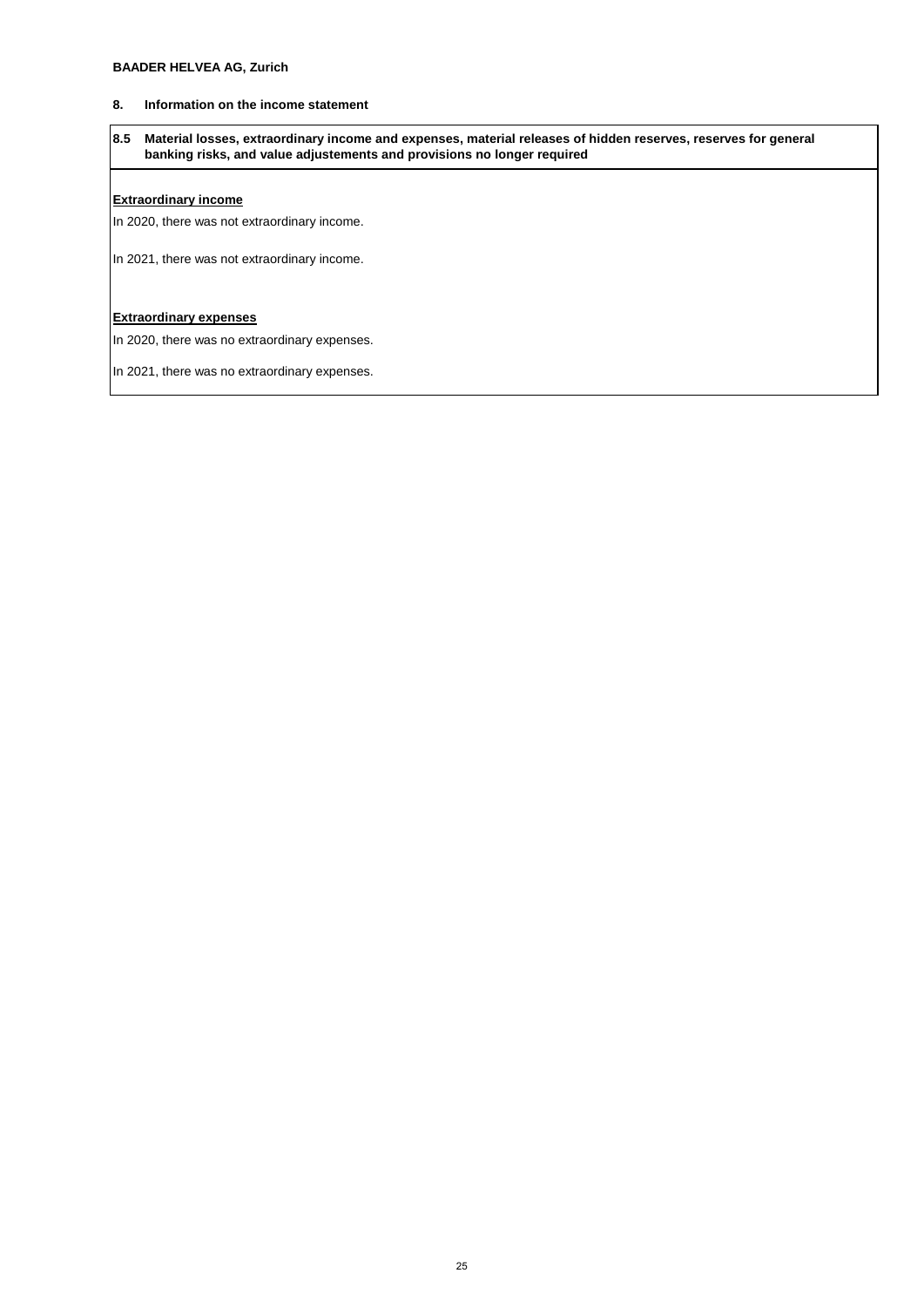**BAADER HELVEA AG, Zurich**

## 8. Information on the income statement

### 8.5 Material losses, extraordinary income and expenses, material releases of hidden reserves, reserves for general banking risks, and value adjustements and provisions no longer required

**Extraordinary income**

In 2020, there was not extraordinary income.

In 2021, there was not extraordinary income.

**Extraordinary expenses**

In 2020, there was no extraordinary expenses.

In 2021, there was no extraordinary expenses.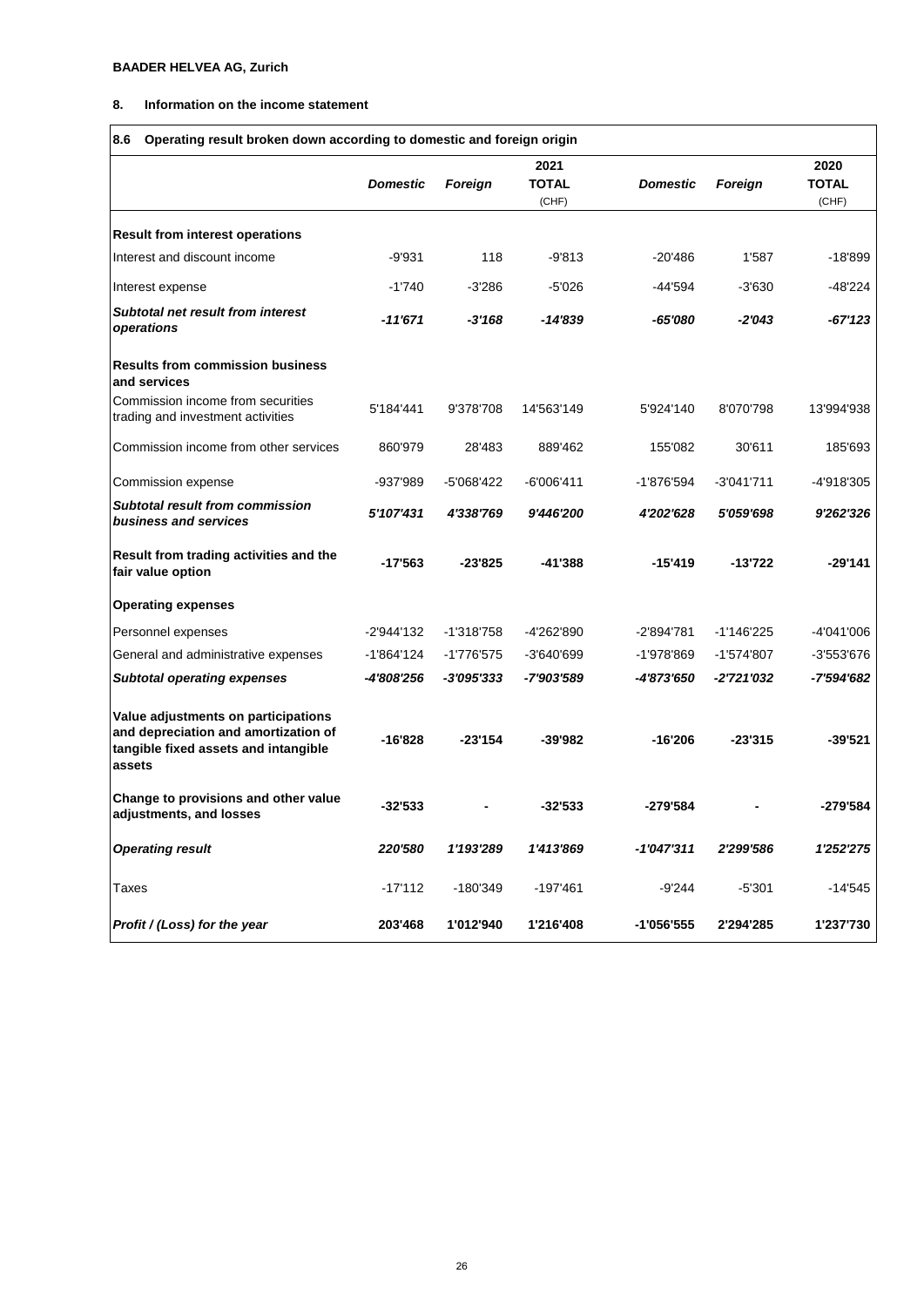**BAADER HELVEA AG, Zurich**

**8. Information on the income statement**

**8.6 Operating result broken down according to domestic and foreign origin**

| | *Domestic* | *Foreign* | 2021 TOTAL (CHF) | *Domestic* | *Foreign* | 2020 TOTAL (CHF) |
|---|---|---|---|---|---|---|
| **Result from interest operations** | | | | | | |
| Interest and discount income | -9'931 | 118 | -9'813 | -20'486 | 1'587 | -18'899 |
| Interest expense | -1'740 | -3'286 | -5'026 | -44'594 | -3'630 | -48'224 |
| ***Subtotal net result from interest operations*** | ***-11'671*** | ***-3'168*** | ***-14'839*** | ***-65'080*** | ***-2'043*** | ***-67'123*** |
| **Results from commission business and services** | | | | | | |
| Commission income from securities trading and investment activities | 5'184'441 | 9'378'708 | 14'563'149 | 5'924'140 | 8'070'798 | 13'994'938 |
| Commission income from other services | 860'979 | 28'483 | 889'462 | 155'082 | 30'611 | 185'693 |
| Commission expense | -937'989 | -5'068'422 | -6'006'411 | -1'876'594 | -3'041'711 | -4'918'305 |
| ***Subtotal result from commission business and services*** | ***5'107'431*** | ***4'338'769*** | ***9'446'200*** | ***4'202'628*** | ***5'059'698*** | ***9'262'326*** |
| **Result from trading activities and the fair value option** | **-17'563** | **-23'825** | **-41'388** | **-15'419** | **-13'722** | **-29'141** |
| **Operating expenses** | | | | | | |
| Personnel expenses | -2'944'132 | -1'318'758 | -4'262'890 | -2'894'781 | -1'146'225 | -4'041'006 |
| General and administrative expenses | -1'864'124 | -1'776'575 | -3'640'699 | -1'978'869 | -1'574'807 | -3'553'676 |
| ***Subtotal operating expenses*** | ***-4'808'256*** | ***-3'095'333*** | ***-7'903'589*** | ***-4'873'650*** | ***-2'721'032*** | ***-7'594'682*** |
| **Value adjustments on participations and depreciation and amortization of tangible fixed assets and intangible assets** | **-16'828** | **-23'154** | **-39'982** | **-16'206** | **-23'315** | **-39'521** |
| **Change to provisions and other value adjustments, and losses** | **-32'533** | **-** | **-32'533** | **-279'584** | **-** | **-279'584** |
| ***Operating result*** | ***220'580*** | ***1'193'289*** | ***1'413'869*** | ***-1'047'311*** | ***2'299'586*** | ***1'252'275*** |
| Taxes | -17'112 | -180'349 | -197'461 | -9'244 | -5'301 | -14'545 |
| ***Profit / (Loss) for the year*** | **203'468** | **1'012'940** | **1'216'408** | **-1'056'555** | **2'294'285** | **1'237'730** |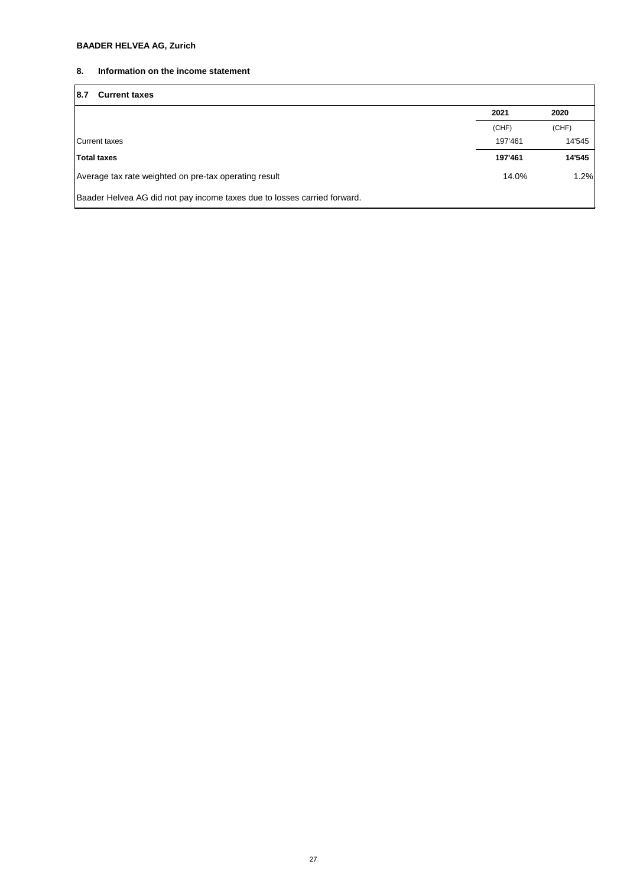**BAADER HELVEA AG, Zurich**

## 8. Information on the income statement

### 8.7 Current taxes

| | 2021 | 2020 |
|---|---|---|
| | (CHF) | (CHF) |
| Current taxes | 197'461 | 14'545 |
| **Total taxes** | **197'461** | **14'545** |
| Average tax rate weighted on pre-tax operating result | 14.0% | 1.2% |

Baader Helvea AG did not pay income taxes due to losses carried forward.